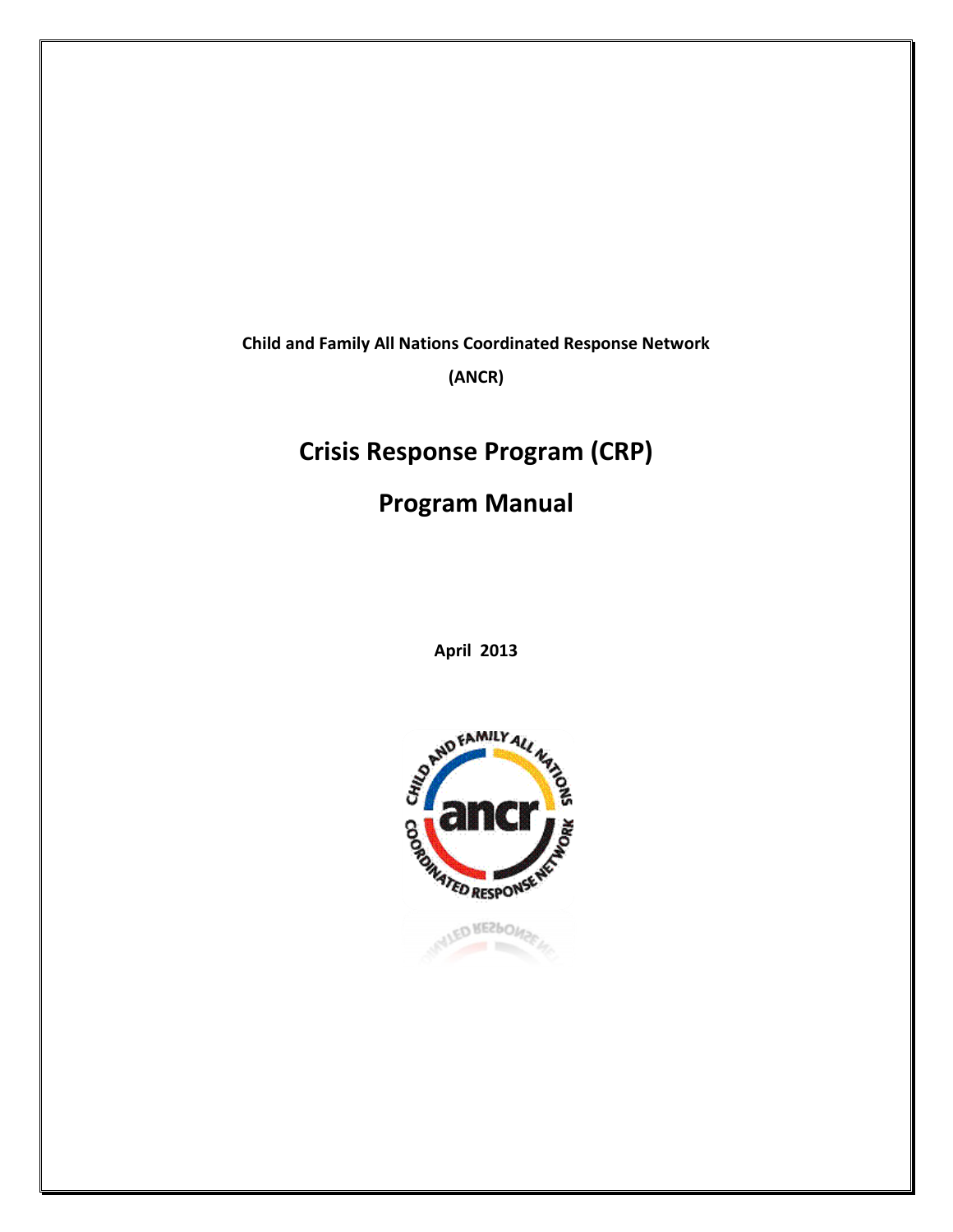**Child and Family All Nations Coordinated Response Network**

**(ANCR)**

# Crisis Response Program (CRP)

# Program Manual

**April 2013**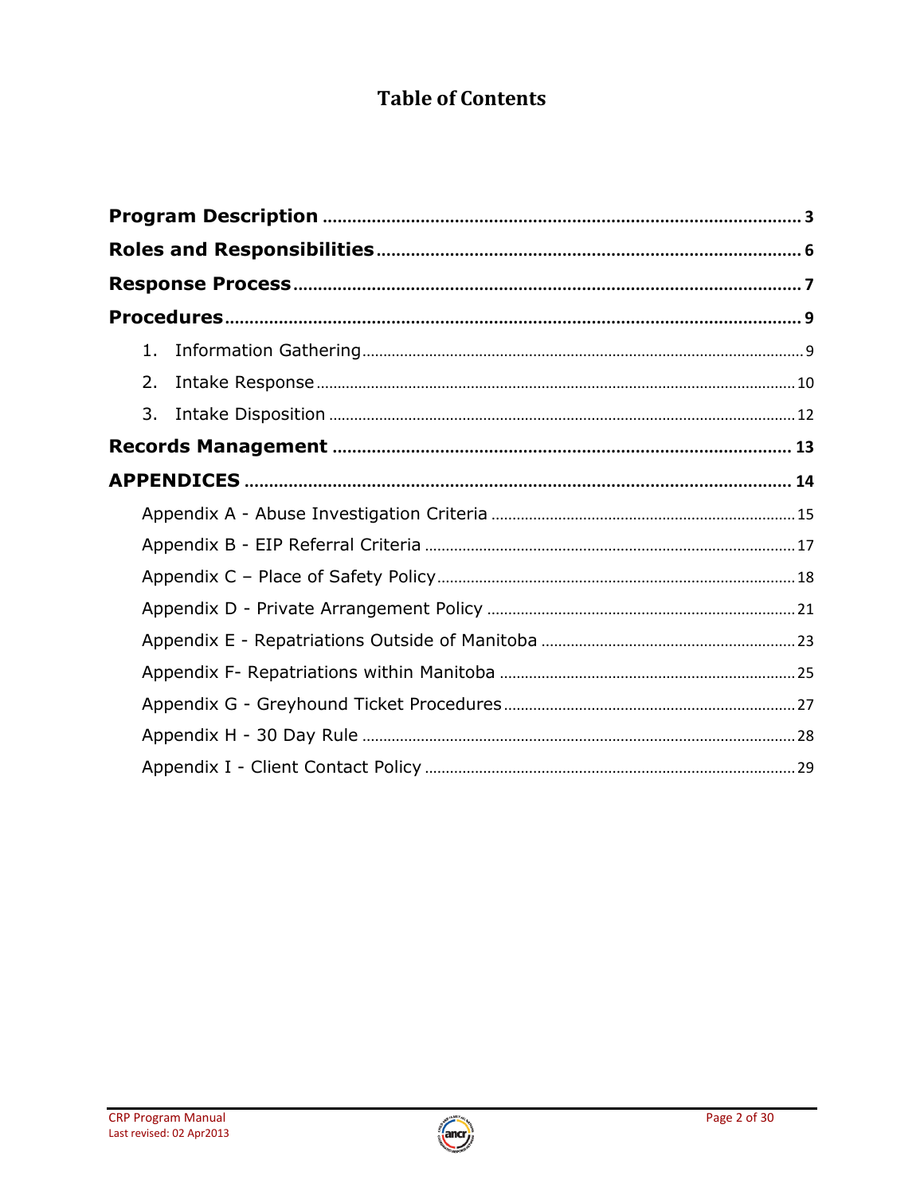# Table of Contents

**Program Description** ... **3**

**Roles and Responsibilities** ... **6**

**Response Process** ... **7**

**Procedures** ... **9**

1. Information Gathering ... 9
2. Intake Response ... 10
3. Intake Disposition ... 12

**Records Management** ... **13**

**APPENDICES** ... **14**

- Appendix A - Abuse Investigation Criteria ... 15
- Appendix B - EIP Referral Criteria ... 17
- Appendix C – Place of Safety Policy ... 18
- Appendix D - Private Arrangement Policy ... 21
- Appendix E - Repatriations Outside of Manitoba ... 23
- Appendix F- Repatriations within Manitoba ... 25
- Appendix G - Greyhound Ticket Procedures ... 27
- Appendix H - 30 Day Rule ... 28
- Appendix I - Client Contact Policy ... 29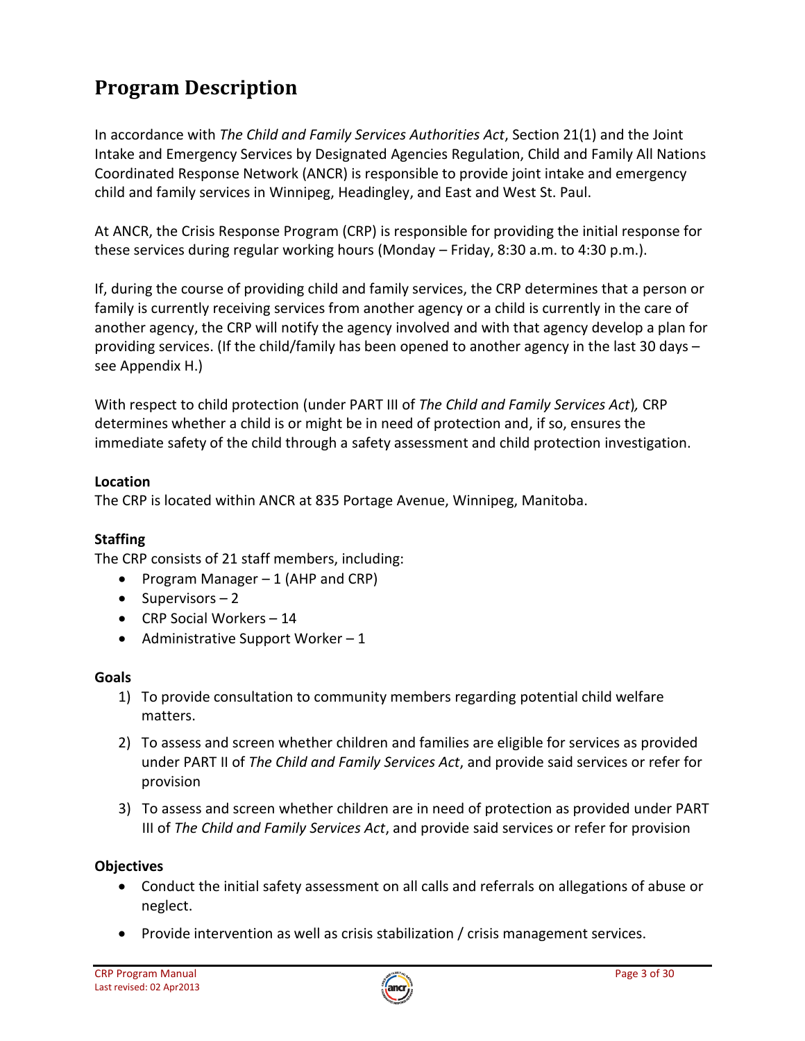# Program Description

In accordance with *The Child and Family Services Authorities Act*, Section 21(1) and the Joint Intake and Emergency Services by Designated Agencies Regulation, Child and Family All Nations Coordinated Response Network (ANCR) is responsible to provide joint intake and emergency child and family services in Winnipeg, Headingley, and East and West St. Paul.

At ANCR, the Crisis Response Program (CRP) is responsible for providing the initial response for these services during regular working hours (Monday – Friday, 8:30 a.m. to 4:30 p.m.).

If, during the course of providing child and family services, the CRP determines that a person or family is currently receiving services from another agency or a child is currently in the care of another agency, the CRP will notify the agency involved and with that agency develop a plan for providing services. (If the child/family has been opened to another agency in the last 30 days – see Appendix H.)

With respect to child protection (under PART III of *The Child and Family Services Act*), CRP determines whether a child is or might be in need of protection and, if so, ensures the immediate safety of the child through a safety assessment and child protection investigation.

**Location**
The CRP is located within ANCR at 835 Portage Avenue, Winnipeg, Manitoba.

**Staffing**
The CRP consists of 21 staff members, including:

- Program Manager – 1 (AHP and CRP)
- Supervisors – 2
- CRP Social Workers – 14
- Administrative Support Worker – 1

**Goals**

1) To provide consultation to community members regarding potential child welfare matters.
2) To assess and screen whether children and families are eligible for services as provided under PART II of *The Child and Family Services Act*, and provide said services or refer for provision
3) To assess and screen whether children are in need of protection as provided under PART III of *The Child and Family Services Act*, and provide said services or refer for provision

**Objectives**

- Conduct the initial safety assessment on all calls and referrals on allegations of abuse or neglect.
- Provide intervention as well as crisis stabilization / crisis management services.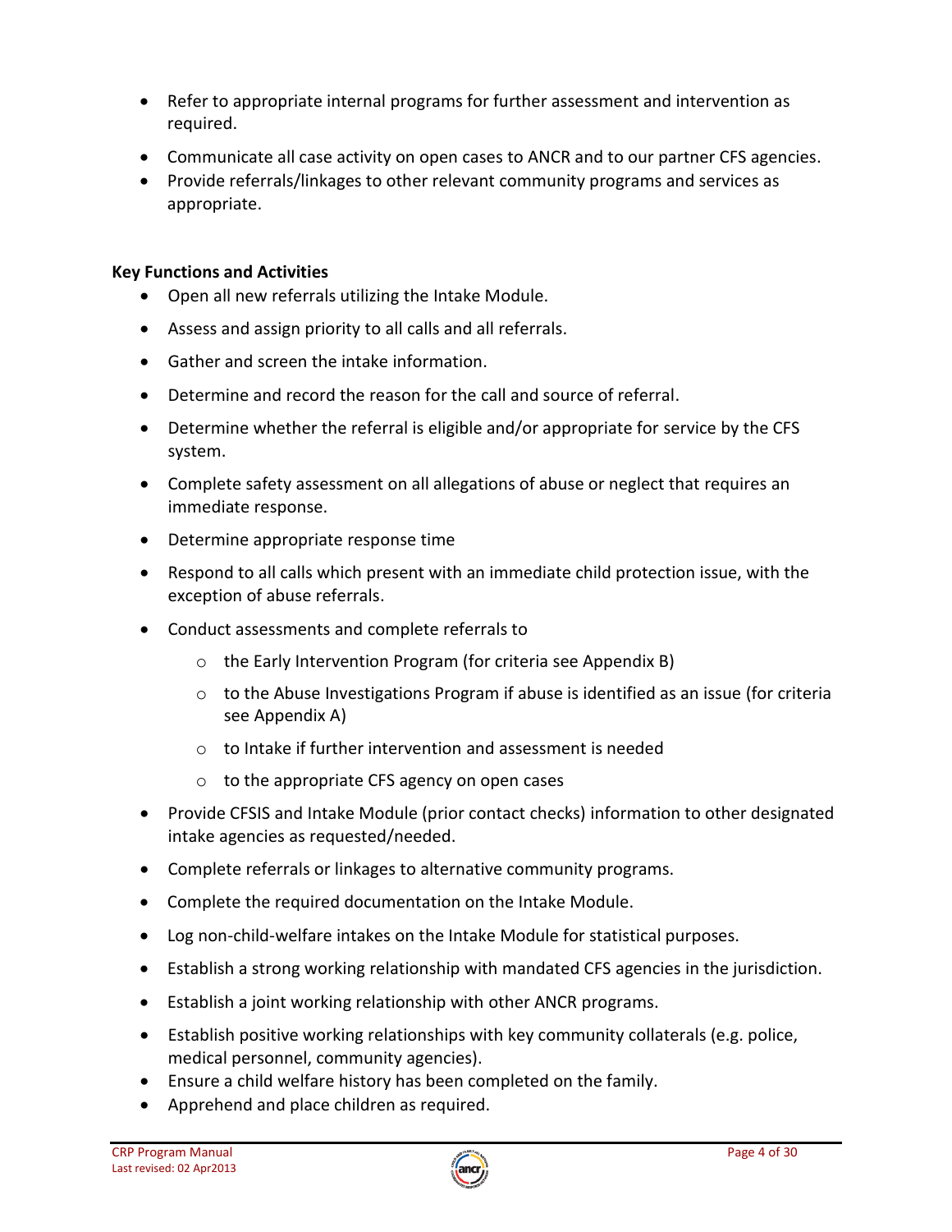- Refer to appropriate internal programs for further assessment and intervention as required.
- Communicate all case activity on open cases to ANCR and to our partner CFS agencies.
- Provide referrals/linkages to other relevant community programs and services as appropriate.

**Key Functions and Activities**

- Open all new referrals utilizing the Intake Module.
- Assess and assign priority to all calls and all referrals.
- Gather and screen the intake information.
- Determine and record the reason for the call and source of referral.
- Determine whether the referral is eligible and/or appropriate for service by the CFS system.
- Complete safety assessment on all allegations of abuse or neglect that requires an immediate response.
- Determine appropriate response time
- Respond to all calls which present with an immediate child protection issue, with the exception of abuse referrals.
- Conduct assessments and complete referrals to
  - the Early Intervention Program (for criteria see Appendix B)
  - to the Abuse Investigations Program if abuse is identified as an issue (for criteria see Appendix A)
  - to Intake if further intervention and assessment is needed
  - to the appropriate CFS agency on open cases
- Provide CFSIS and Intake Module (prior contact checks) information to other designated intake agencies as requested/needed.
- Complete referrals or linkages to alternative community programs.
- Complete the required documentation on the Intake Module.
- Log non-child-welfare intakes on the Intake Module for statistical purposes.
- Establish a strong working relationship with mandated CFS agencies in the jurisdiction.
- Establish a joint working relationship with other ANCR programs.
- Establish positive working relationships with key community collaterals (e.g. police, medical personnel, community agencies).
- Ensure a child welfare history has been completed on the family.
- Apprehend and place children as required.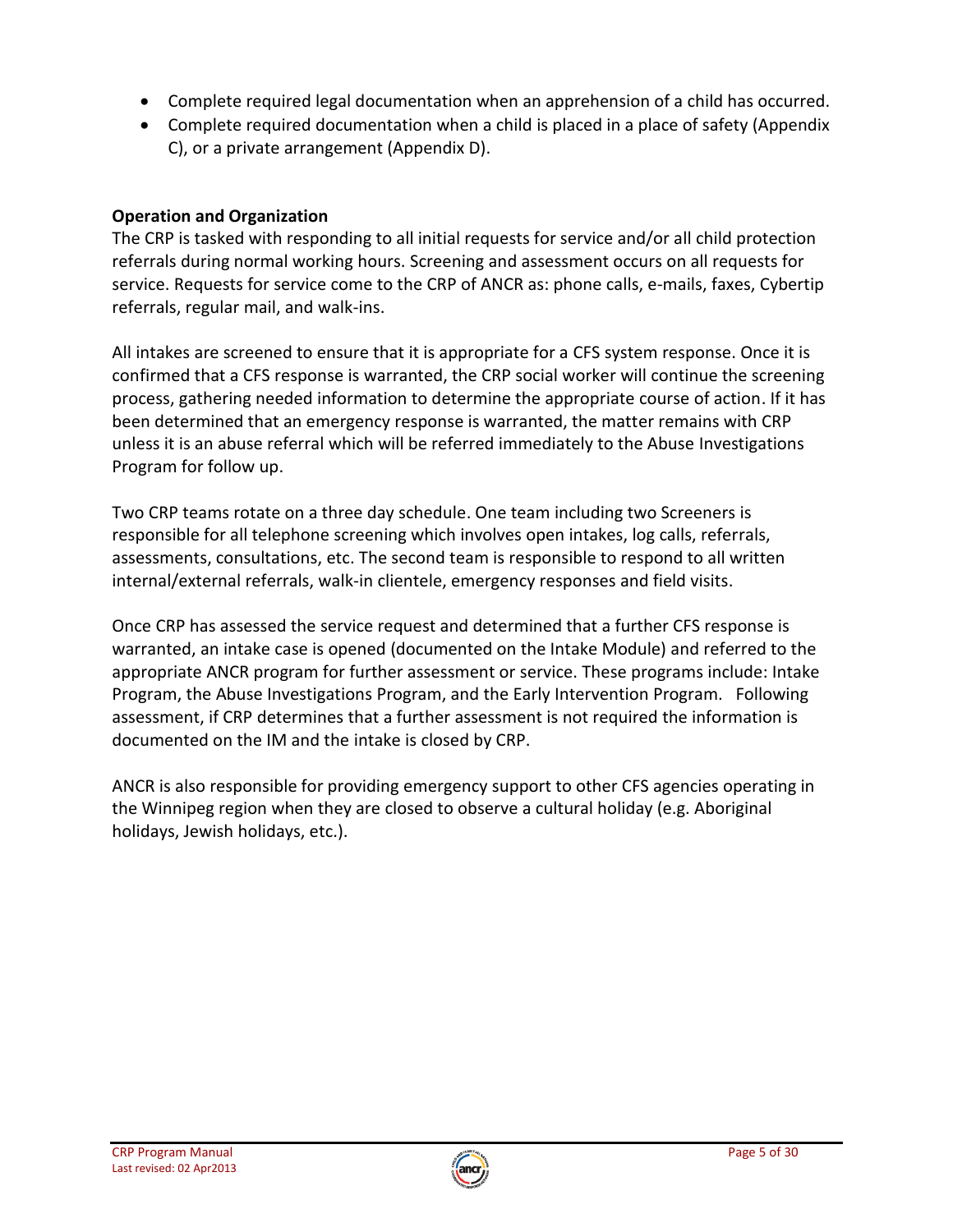- Complete required legal documentation when an apprehension of a child has occurred.
- Complete required documentation when a child is placed in a place of safety (Appendix C), or a private arrangement (Appendix D).

**Operation and Organization**

The CRP is tasked with responding to all initial requests for service and/or all child protection referrals during normal working hours. Screening and assessment occurs on all requests for service. Requests for service come to the CRP of ANCR as: phone calls, e-mails, faxes, Cybertip referrals, regular mail, and walk-ins.

All intakes are screened to ensure that it is appropriate for a CFS system response. Once it is confirmed that a CFS response is warranted, the CRP social worker will continue the screening process, gathering needed information to determine the appropriate course of action. If it has been determined that an emergency response is warranted, the matter remains with CRP unless it is an abuse referral which will be referred immediately to the Abuse Investigations Program for follow up.

Two CRP teams rotate on a three day schedule. One team including two Screeners is responsible for all telephone screening which involves open intakes, log calls, referrals, assessments, consultations, etc. The second team is responsible to respond to all written internal/external referrals, walk-in clientele, emergency responses and field visits.

Once CRP has assessed the service request and determined that a further CFS response is warranted, an intake case is opened (documented on the Intake Module) and referred to the appropriate ANCR program for further assessment or service. These programs include: Intake Program, the Abuse Investigations Program, and the Early Intervention Program. Following assessment, if CRP determines that a further assessment is not required the information is documented on the IM and the intake is closed by CRP.

ANCR is also responsible for providing emergency support to other CFS agencies operating in the Winnipeg region when they are closed to observe a cultural holiday (e.g. Aboriginal holidays, Jewish holidays, etc.).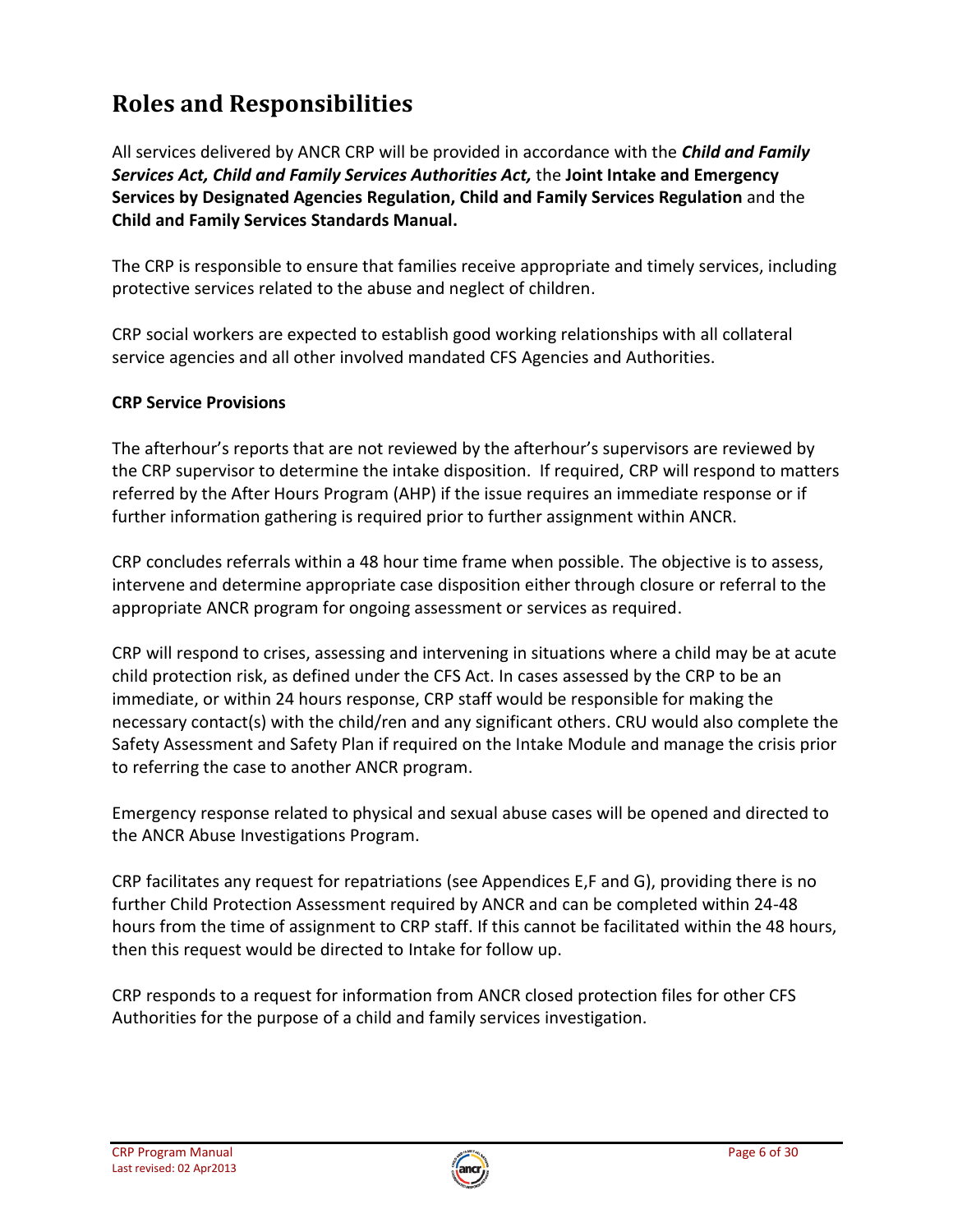# Roles and Responsibilities

All services delivered by ANCR CRP will be provided in accordance with the ***Child and Family Services Act, Child and Family Services Authorities Act,*** the **Joint Intake and Emergency Services by Designated Agencies Regulation, Child and Family Services Regulation** and the **Child and Family Services Standards Manual.**

The CRP is responsible to ensure that families receive appropriate and timely services, including protective services related to the abuse and neglect of children.

CRP social workers are expected to establish good working relationships with all collateral service agencies and all other involved mandated CFS Agencies and Authorities.

**CRP Service Provisions**

The afterhour's reports that are not reviewed by the afterhour's supervisors are reviewed by the CRP supervisor to determine the intake disposition. If required, CRP will respond to matters referred by the After Hours Program (AHP) if the issue requires an immediate response or if further information gathering is required prior to further assignment within ANCR.

CRP concludes referrals within a 48 hour time frame when possible. The objective is to assess, intervene and determine appropriate case disposition either through closure or referral to the appropriate ANCR program for ongoing assessment or services as required.

CRP will respond to crises, assessing and intervening in situations where a child may be at acute child protection risk, as defined under the CFS Act. In cases assessed by the CRP to be an immediate, or within 24 hours response, CRP staff would be responsible for making the necessary contact(s) with the child/ren and any significant others. CRU would also complete the Safety Assessment and Safety Plan if required on the Intake Module and manage the crisis prior to referring the case to another ANCR program.

Emergency response related to physical and sexual abuse cases will be opened and directed to the ANCR Abuse Investigations Program.

CRP facilitates any request for repatriations (see Appendices E,F and G), providing there is no further Child Protection Assessment required by ANCR and can be completed within 24-48 hours from the time of assignment to CRP staff. If this cannot be facilitated within the 48 hours, then this request would be directed to Intake for follow up.

CRP responds to a request for information from ANCR closed protection files for other CFS Authorities for the purpose of a child and family services investigation.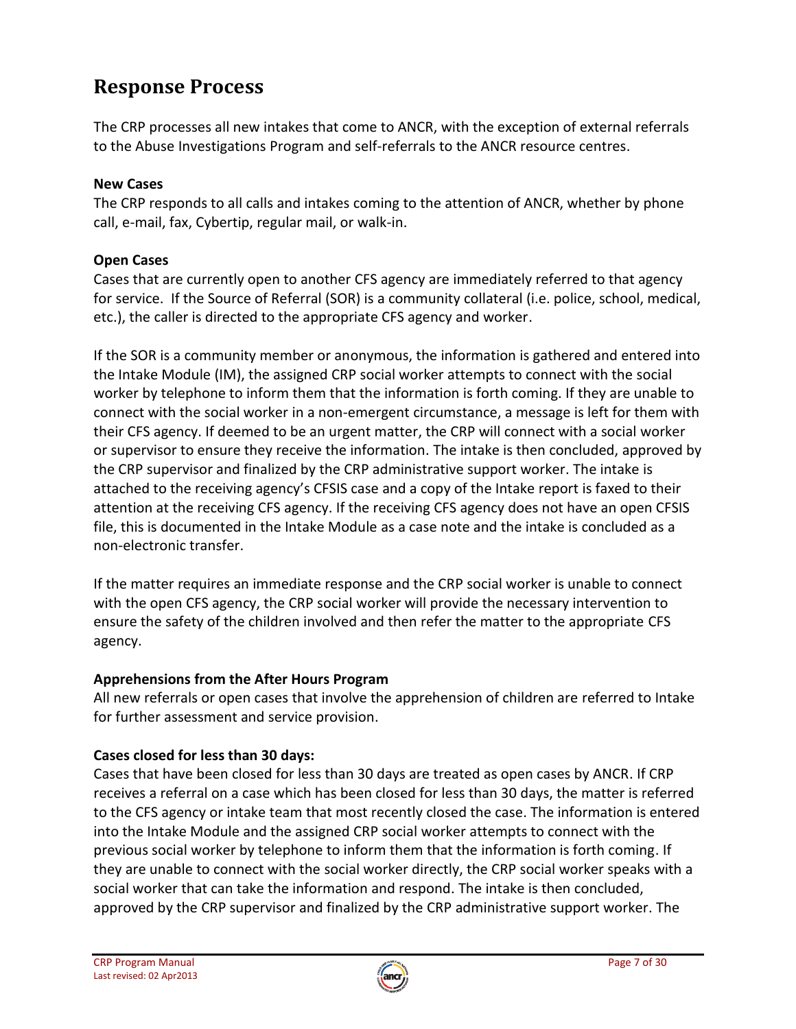## Response Process

The CRP processes all new intakes that come to ANCR, with the exception of external referrals to the Abuse Investigations Program and self-referrals to the ANCR resource centres.

**New Cases**

The CRP responds to all calls and intakes coming to the attention of ANCR, whether by phone call, e-mail, fax, Cybertip, regular mail, or walk-in.

**Open Cases**

Cases that are currently open to another CFS agency are immediately referred to that agency for service. If the Source of Referral (SOR) is a community collateral (i.e. police, school, medical, etc.), the caller is directed to the appropriate CFS agency and worker.

If the SOR is a community member or anonymous, the information is gathered and entered into the Intake Module (IM), the assigned CRP social worker attempts to connect with the social worker by telephone to inform them that the information is forth coming. If they are unable to connect with the social worker in a non-emergent circumstance, a message is left for them with their CFS agency. If deemed to be an urgent matter, the CRP will connect with a social worker or supervisor to ensure they receive the information. The intake is then concluded, approved by the CRP supervisor and finalized by the CRP administrative support worker. The intake is attached to the receiving agency's CFSIS case and a copy of the Intake report is faxed to their attention at the receiving CFS agency. If the receiving CFS agency does not have an open CFSIS file, this is documented in the Intake Module as a case note and the intake is concluded as a non-electronic transfer.

If the matter requires an immediate response and the CRP social worker is unable to connect with the open CFS agency, the CRP social worker will provide the necessary intervention to ensure the safety of the children involved and then refer the matter to the appropriate CFS agency.

**Apprehensions from the After Hours Program**

All new referrals or open cases that involve the apprehension of children are referred to Intake for further assessment and service provision.

**Cases closed for less than 30 days:**

Cases that have been closed for less than 30 days are treated as open cases by ANCR. If CRP receives a referral on a case which has been closed for less than 30 days, the matter is referred to the CFS agency or intake team that most recently closed the case. The information is entered into the Intake Module and the assigned CRP social worker attempts to connect with the previous social worker by telephone to inform them that the information is forth coming. If they are unable to connect with the social worker directly, the CRP social worker speaks with a social worker that can take the information and respond. The intake is then concluded, approved by the CRP supervisor and finalized by the CRP administrative support worker. The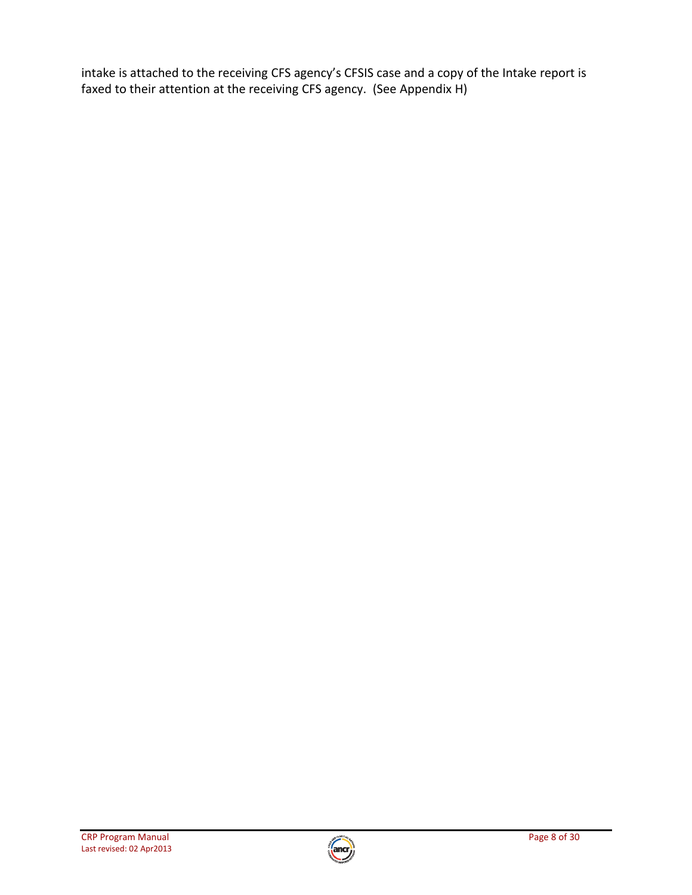intake is attached to the receiving CFS agency's CFSIS case and a copy of the Intake report is faxed to their attention at the receiving CFS agency.  (See Appendix H)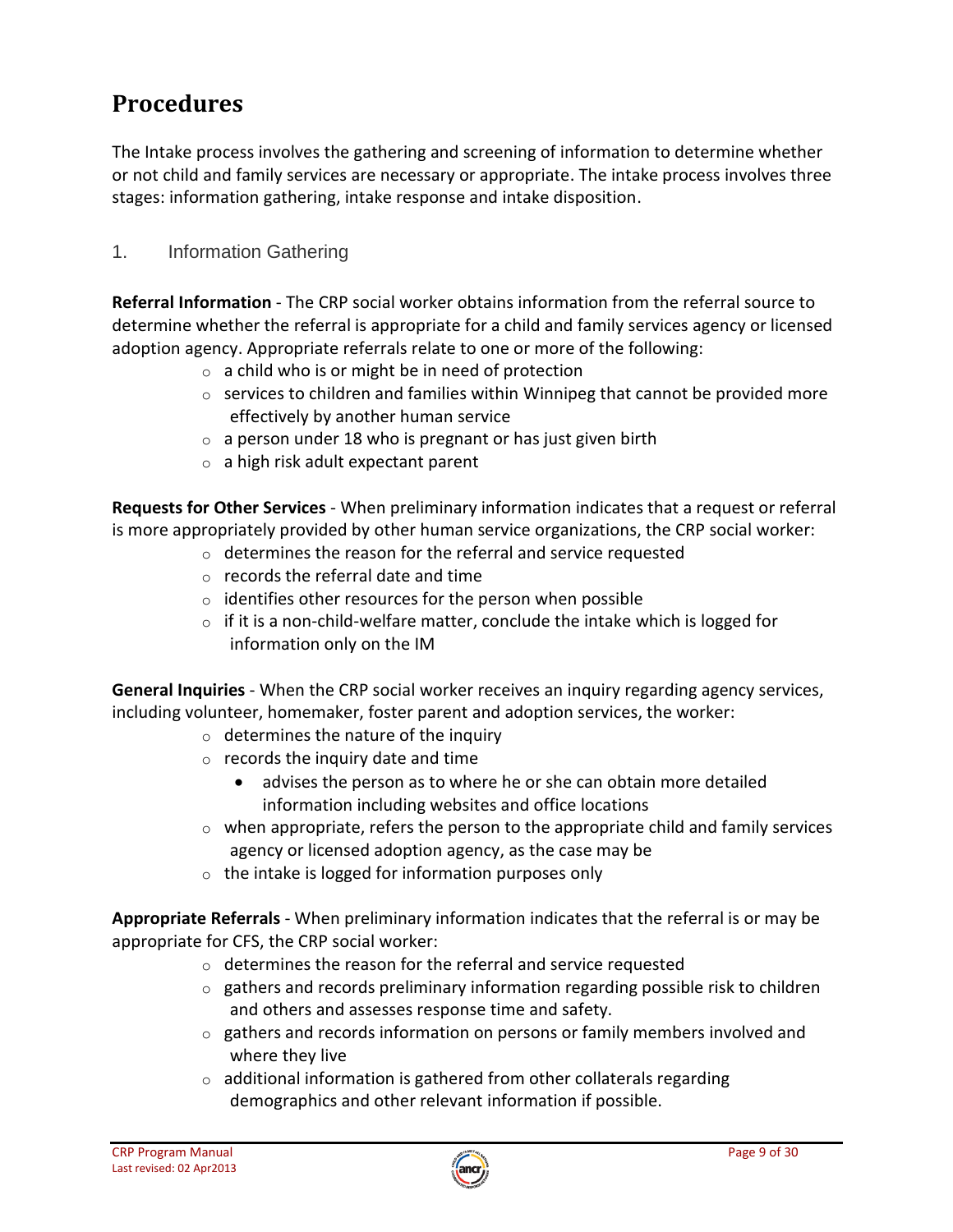# Procedures

The Intake process involves the gathering and screening of information to determine whether or not child and family services are necessary or appropriate. The intake process involves three stages: information gathering, intake response and intake disposition.

## 1. Information Gathering

**Referral Information** - The CRP social worker obtains information from the referral source to determine whether the referral is appropriate for a child and family services agency or licensed adoption agency. Appropriate referrals relate to one or more of the following:

- a child who is or might be in need of protection
- services to children and families within Winnipeg that cannot be provided more effectively by another human service
- a person under 18 who is pregnant or has just given birth
- a high risk adult expectant parent

**Requests for Other Services** - When preliminary information indicates that a request or referral is more appropriately provided by other human service organizations, the CRP social worker:

- determines the reason for the referral and service requested
- records the referral date and time
- identifies other resources for the person when possible
- if it is a non-child-welfare matter, conclude the intake which is logged for information only on the IM

**General Inquiries** - When the CRP social worker receives an inquiry regarding agency services, including volunteer, homemaker, foster parent and adoption services, the worker:

- determines the nature of the inquiry
- records the inquiry date and time
    - advises the person as to where he or she can obtain more detailed information including websites and office locations
- when appropriate, refers the person to the appropriate child and family services agency or licensed adoption agency, as the case may be
- the intake is logged for information purposes only

**Appropriate Referrals** - When preliminary information indicates that the referral is or may be appropriate for CFS, the CRP social worker:

- determines the reason for the referral and service requested
- gathers and records preliminary information regarding possible risk to children and others and assesses response time and safety.
- gathers and records information on persons or family members involved and where they live
- additional information is gathered from other collaterals regarding demographics and other relevant information if possible.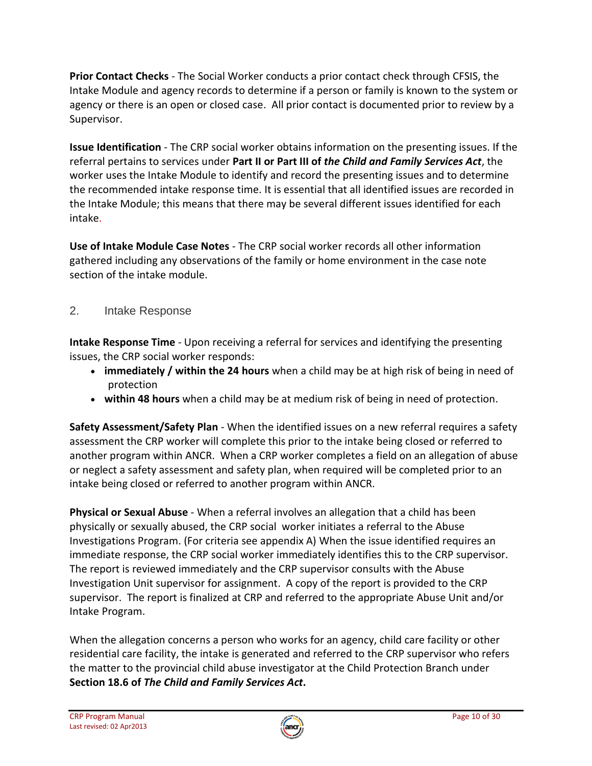**Prior Contact Checks** - The Social Worker conducts a prior contact check through CFSIS, the Intake Module and agency records to determine if a person or family is known to the system or agency or there is an open or closed case. All prior contact is documented prior to review by a Supervisor.

**Issue Identification** - The CRP social worker obtains information on the presenting issues. If the referral pertains to services under **Part II or Part III of *the Child and Family Services Act***, the worker uses the Intake Module to identify and record the presenting issues and to determine the recommended intake response time. It is essential that all identified issues are recorded in the Intake Module; this means that there may be several different issues identified for each intake.

**Use of Intake Module Case Notes** - The CRP social worker records all other information gathered including any observations of the family or home environment in the case note section of the intake module.

## 2. Intake Response

**Intake Response Time** - Upon receiving a referral for services and identifying the presenting issues, the CRP social worker responds:

- **immediately / within the 24 hours** when a child may be at high risk of being in need of protection
- **within 48 hours** when a child may be at medium risk of being in need of protection.

**Safety Assessment/Safety Plan** - When the identified issues on a new referral requires a safety assessment the CRP worker will complete this prior to the intake being closed or referred to another program within ANCR. When a CRP worker completes a field on an allegation of abuse or neglect a safety assessment and safety plan, when required will be completed prior to an intake being closed or referred to another program within ANCR.

**Physical or Sexual Abuse** - When a referral involves an allegation that a child has been physically or sexually abused, the CRP social worker initiates a referral to the Abuse Investigations Program. (For criteria see appendix A) When the issue identified requires an immediate response, the CRP social worker immediately identifies this to the CRP supervisor. The report is reviewed immediately and the CRP supervisor consults with the Abuse Investigation Unit supervisor for assignment. A copy of the report is provided to the CRP supervisor. The report is finalized at CRP and referred to the appropriate Abuse Unit and/or Intake Program.

When the allegation concerns a person who works for an agency, child care facility or other residential care facility, the intake is generated and referred to the CRP supervisor who refers the matter to the provincial child abuse investigator at the Child Protection Branch under **Section 18.6 of *The Child and Family Services Act*.**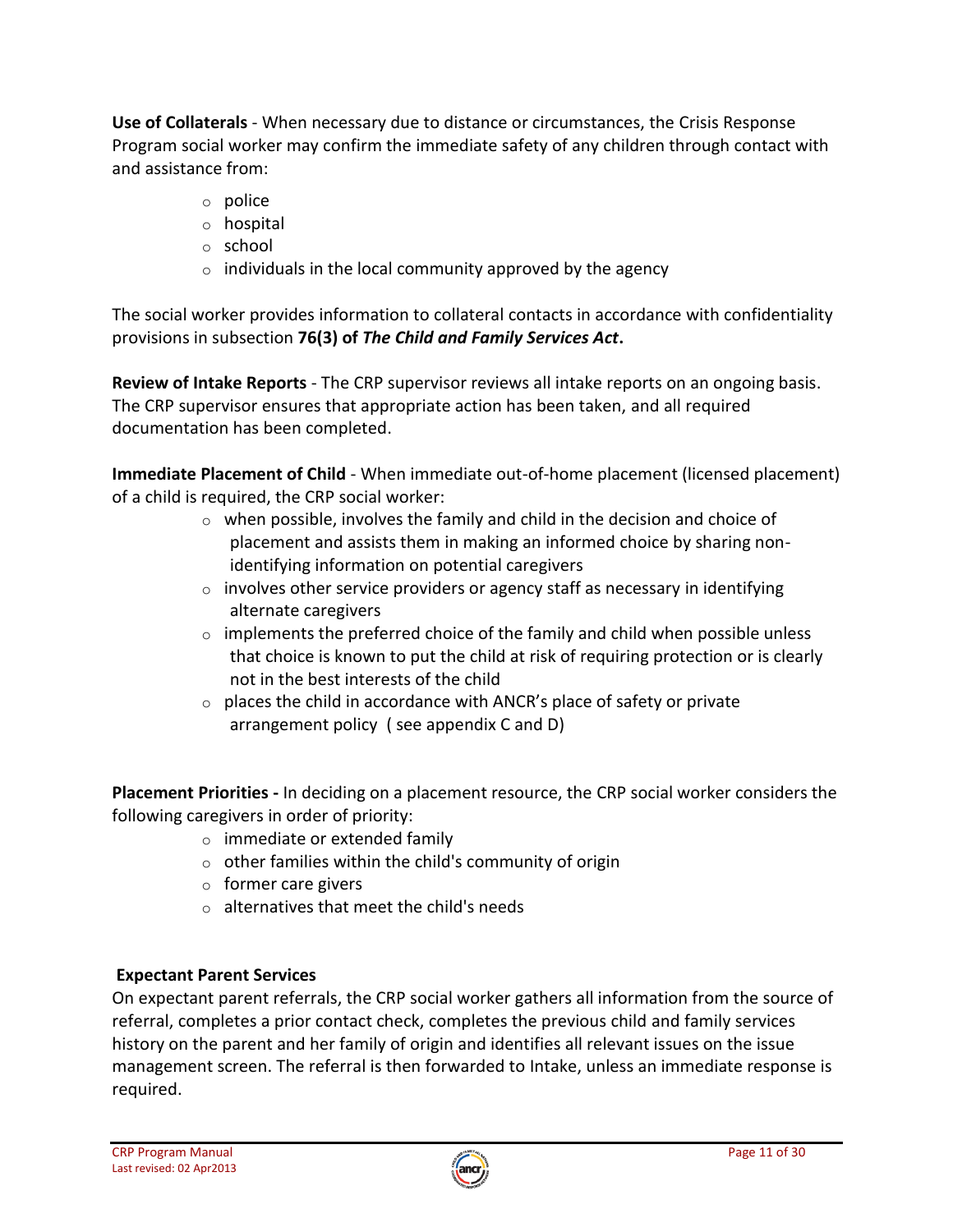**Use of Collaterals** - When necessary due to distance or circumstances, the Crisis Response Program social worker may confirm the immediate safety of any children through contact with and assistance from:

- police
- hospital
- school
- individuals in the local community approved by the agency

The social worker provides information to collateral contacts in accordance with confidentiality provisions in subsection **76(3) of *The Child and Family Services Act*.**

**Review of Intake Reports** - The CRP supervisor reviews all intake reports on an ongoing basis. The CRP supervisor ensures that appropriate action has been taken, and all required documentation has been completed.

**Immediate Placement of Child** - When immediate out-of-home placement (licensed placement) of a child is required, the CRP social worker:

- when possible, involves the family and child in the decision and choice of placement and assists them in making an informed choice by sharing non-identifying information on potential caregivers
- involves other service providers or agency staff as necessary in identifying alternate caregivers
- implements the preferred choice of the family and child when possible unless that choice is known to put the child at risk of requiring protection or is clearly not in the best interests of the child
- places the child in accordance with ANCR's place of safety or private arrangement policy ( see appendix C and D)

**Placement Priorities -** In deciding on a placement resource, the CRP social worker considers the following caregivers in order of priority:

- immediate or extended family
- other families within the child's community of origin
- former care givers
- alternatives that meet the child's needs

**Expectant Parent Services**

On expectant parent referrals, the CRP social worker gathers all information from the source of referral, completes a prior contact check, completes the previous child and family services history on the parent and her family of origin and identifies all relevant issues on the issue management screen. The referral is then forwarded to Intake, unless an immediate response is required.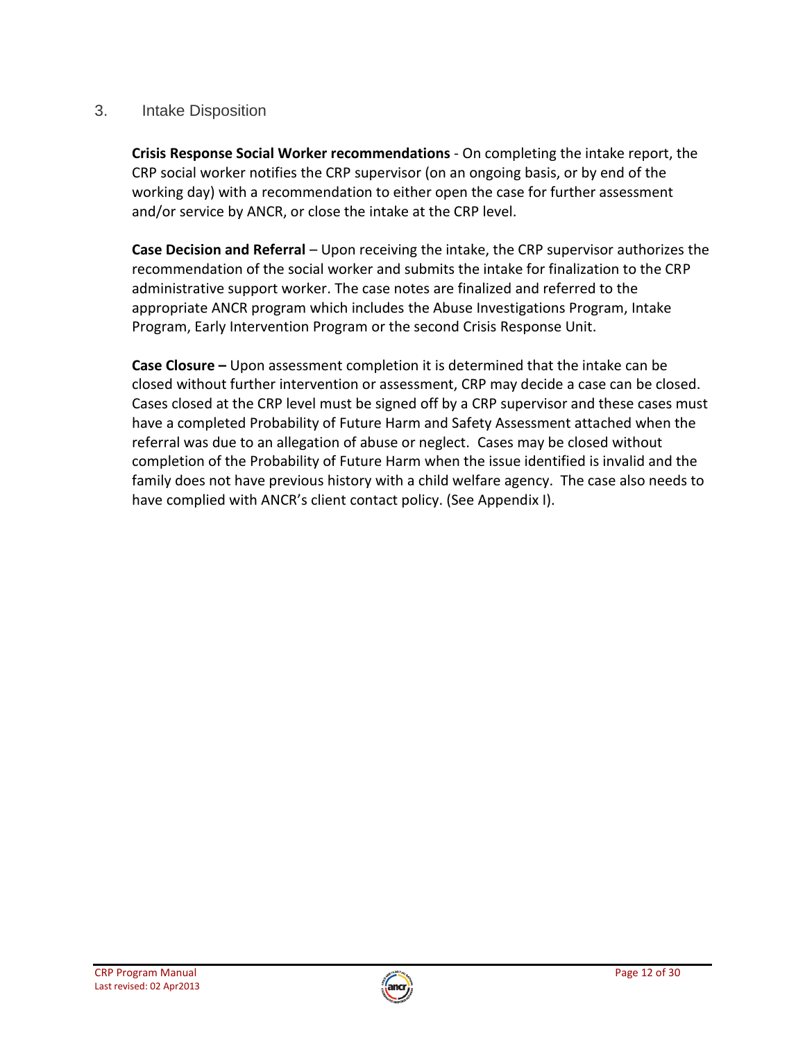## 3. Intake Disposition

**Crisis Response Social Worker recommendations** - On completing the intake report, the CRP social worker notifies the CRP supervisor (on an ongoing basis, or by end of the working day) with a recommendation to either open the case for further assessment and/or service by ANCR, or close the intake at the CRP level.

**Case Decision and Referral** – Upon receiving the intake, the CRP supervisor authorizes the recommendation of the social worker and submits the intake for finalization to the CRP administrative support worker. The case notes are finalized and referred to the appropriate ANCR program which includes the Abuse Investigations Program, Intake Program, Early Intervention Program or the second Crisis Response Unit.

**Case Closure –** Upon assessment completion it is determined that the intake can be closed without further intervention or assessment, CRP may decide a case can be closed. Cases closed at the CRP level must be signed off by a CRP supervisor and these cases must have a completed Probability of Future Harm and Safety Assessment attached when the referral was due to an allegation of abuse or neglect. Cases may be closed without completion of the Probability of Future Harm when the issue identified is invalid and the family does not have previous history with a child welfare agency. The case also needs to have complied with ANCR's client contact policy. (See Appendix I).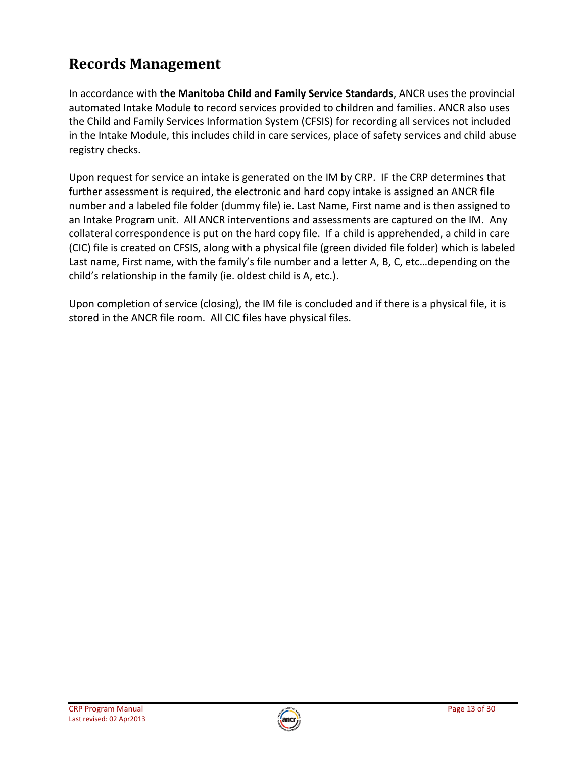## Records Management

In accordance with **the Manitoba Child and Family Service Standards**, ANCR uses the provincial automated Intake Module to record services provided to children and families. ANCR also uses the Child and Family Services Information System (CFSIS) for recording all services not included in the Intake Module, this includes child in care services, place of safety services and child abuse registry checks.

Upon request for service an intake is generated on the IM by CRP. IF the CRP determines that further assessment is required, the electronic and hard copy intake is assigned an ANCR file number and a labeled file folder (dummy file) ie. Last Name, First name and is then assigned to an Intake Program unit. All ANCR interventions and assessments are captured on the IM. Any collateral correspondence is put on the hard copy file. If a child is apprehended, a child in care (CIC) file is created on CFSIS, along with a physical file (green divided file folder) which is labeled Last name, First name, with the family's file number and a letter A, B, C, etc…depending on the child's relationship in the family (ie. oldest child is A, etc.).

Upon completion of service (closing), the IM file is concluded and if there is a physical file, it is stored in the ANCR file room. All CIC files have physical files.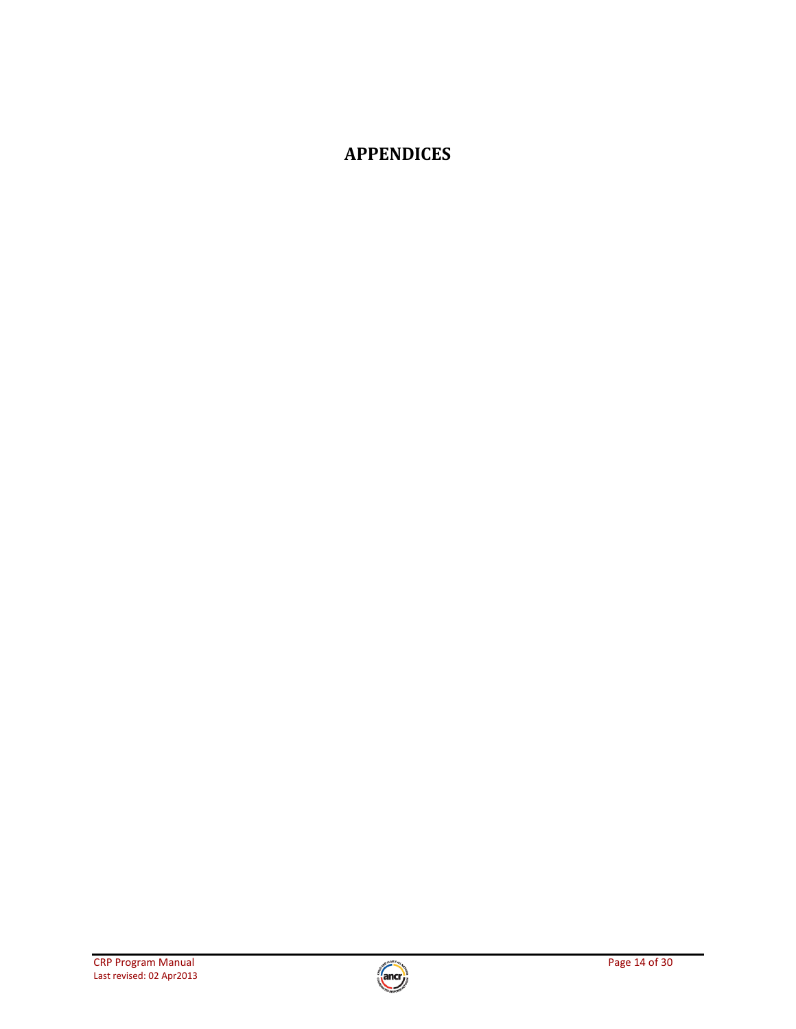# APPENDICES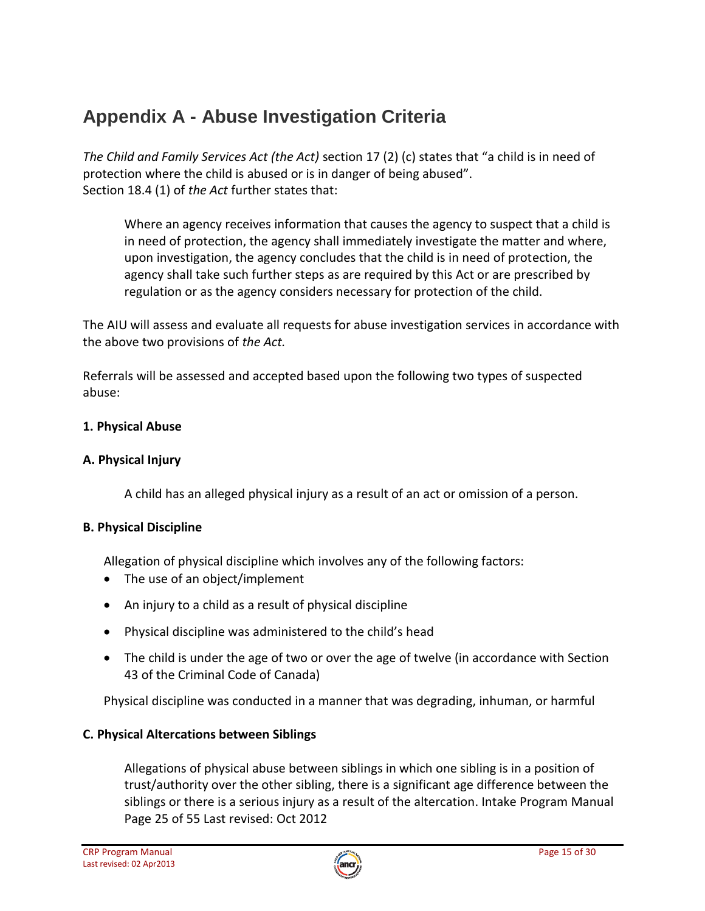# Appendix A - Abuse Investigation Criteria

*The Child and Family Services Act (the Act)* section 17 (2) (c) states that "a child is in need of protection where the child is abused or is in danger of being abused".
Section 18.4 (1) of *the Act* further states that:

> Where an agency receives information that causes the agency to suspect that a child is in need of protection, the agency shall immediately investigate the matter and where, upon investigation, the agency concludes that the child is in need of protection, the agency shall take such further steps as are required by this Act or are prescribed by regulation or as the agency considers necessary for protection of the child.

The AIU will assess and evaluate all requests for abuse investigation services in accordance with the above two provisions of *the Act.*

Referrals will be assessed and accepted based upon the following two types of suspected abuse:

**1. Physical Abuse**

**A. Physical Injury**

A child has an alleged physical injury as a result of an act or omission of a person.

**B. Physical Discipline**

Allegation of physical discipline which involves any of the following factors:

- The use of an object/implement
- An injury to a child as a result of physical discipline
- Physical discipline was administered to the child's head
- The child is under the age of two or over the age of twelve (in accordance with Section 43 of the Criminal Code of Canada)

Physical discipline was conducted in a manner that was degrading, inhuman, or harmful

**C. Physical Altercations between Siblings**

Allegations of physical abuse between siblings in which one sibling is in a position of trust/authority over the other sibling, there is a significant age difference between the siblings or there is a serious injury as a result of the altercation. Intake Program Manual Page 25 of 55 Last revised: Oct 2012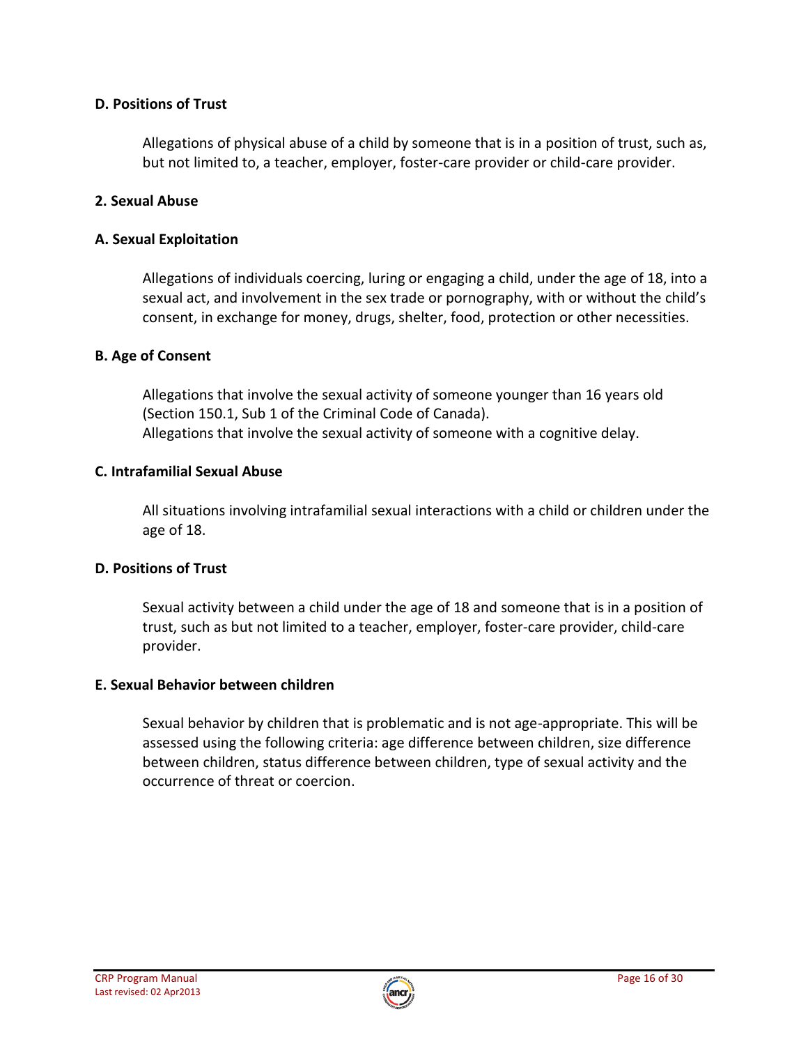**D. Positions of Trust**

Allegations of physical abuse of a child by someone that is in a position of trust, such as, but not limited to, a teacher, employer, foster-care provider or child-care provider.

**2. Sexual Abuse**

**A. Sexual Exploitation**

Allegations of individuals coercing, luring or engaging a child, under the age of 18, into a sexual act, and involvement in the sex trade or pornography, with or without the child's consent, in exchange for money, drugs, shelter, food, protection or other necessities.

**B. Age of Consent**

Allegations that involve the sexual activity of someone younger than 16 years old (Section 150.1, Sub 1 of the Criminal Code of Canada).
Allegations that involve the sexual activity of someone with a cognitive delay.

**C. Intrafamilial Sexual Abuse**

All situations involving intrafamilial sexual interactions with a child or children under the age of 18.

**D. Positions of Trust**

Sexual activity between a child under the age of 18 and someone that is in a position of trust, such as but not limited to a teacher, employer, foster-care provider, child-care provider.

**E. Sexual Behavior between children**

Sexual behavior by children that is problematic and is not age-appropriate. This will be assessed using the following criteria: age difference between children, size difference between children, status difference between children, type of sexual activity and the occurrence of threat or coercion.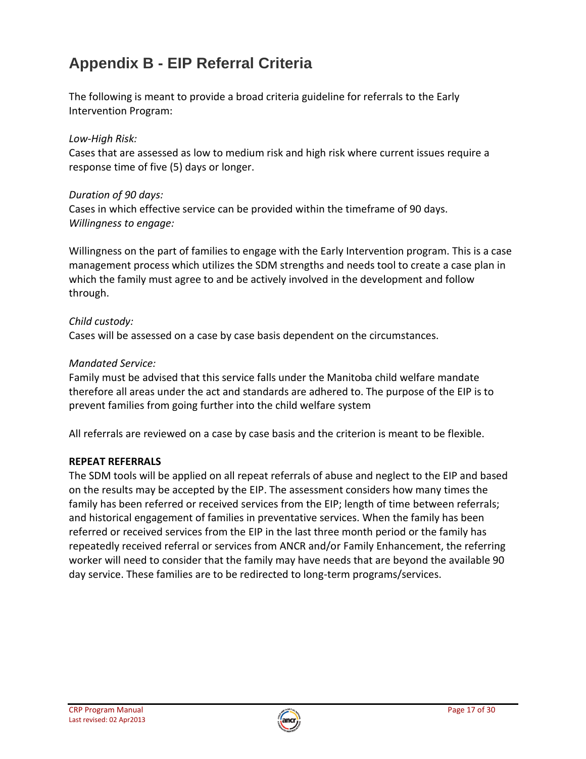# Appendix B - EIP Referral Criteria

The following is meant to provide a broad criteria guideline for referrals to the Early Intervention Program:

*Low-High Risk:*
Cases that are assessed as low to medium risk and high risk where current issues require a response time of five (5) days or longer.

*Duration of 90 days:*
Cases in which effective service can be provided within the timeframe of 90 days.
*Willingness to engage:*

Willingness on the part of families to engage with the Early Intervention program. This is a case management process which utilizes the SDM strengths and needs tool to create a case plan in which the family must agree to and be actively involved in the development and follow through.

*Child custody:*
Cases will be assessed on a case by case basis dependent on the circumstances.

*Mandated Service:*
Family must be advised that this service falls under the Manitoba child welfare mandate therefore all areas under the act and standards are adhered to. The purpose of the EIP is to prevent families from going further into the child welfare system

All referrals are reviewed on a case by case basis and the criterion is meant to be flexible.

**REPEAT REFERRALS**

The SDM tools will be applied on all repeat referrals of abuse and neglect to the EIP and based on the results may be accepted by the EIP. The assessment considers how many times the family has been referred or received services from the EIP; length of time between referrals; and historical engagement of families in preventative services. When the family has been referred or received services from the EIP in the last three month period or the family has repeatedly received referral or services from ANCR and/or Family Enhancement, the referring worker will need to consider that the family may have needs that are beyond the available 90 day service. These families are to be redirected to long-term programs/services.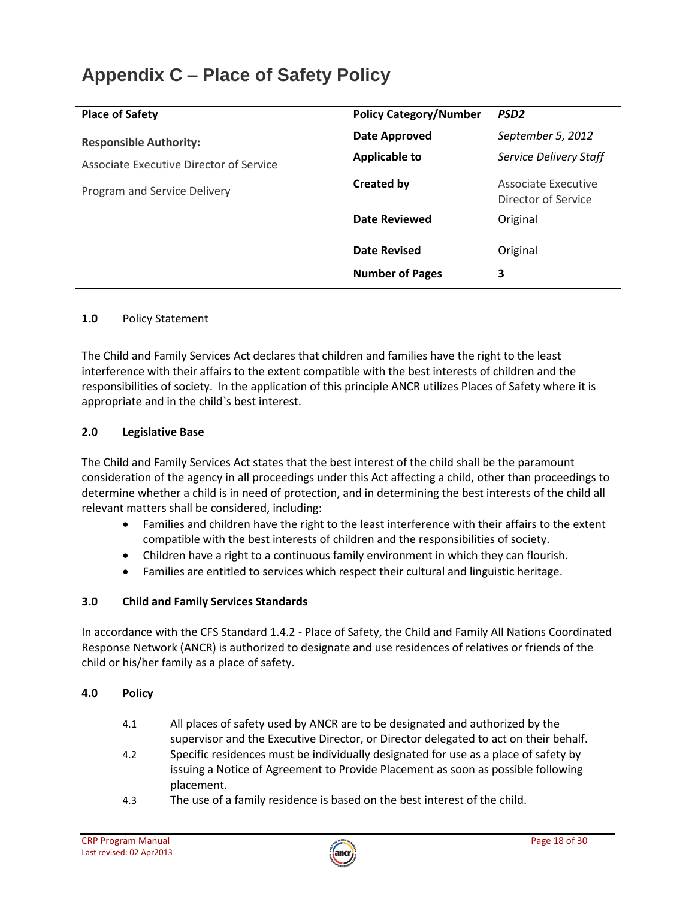# Appendix C – Place of Safety Policy

| **Place of Safety** | **Policy Category/Number** | *PSD2* |
|---|---|---|
| **Responsible Authority:** | **Date Approved** | *September 5, 2012* |
| Associate Executive Director of Service | **Applicable to** | *Service Delivery Staff* |
| Program and Service Delivery | **Created by** | Associate Executive Director of Service |
| | **Date Reviewed** | Original |
| | **Date Revised** | Original |
| | **Number of Pages** | **3** |

**1.0** Policy Statement

The Child and Family Services Act declares that children and families have the right to the least interference with their affairs to the extent compatible with the best interests of children and the responsibilities of society. In the application of this principle ANCR utilizes Places of Safety where it is appropriate and in the child`s best interest.

**2.0 Legislative Base**

The Child and Family Services Act states that the best interest of the child shall be the paramount consideration of the agency in all proceedings under this Act affecting a child, other than proceedings to determine whether a child is in need of protection, and in determining the best interests of the child all relevant matters shall be considered, including:

- Families and children have the right to the least interference with their affairs to the extent compatible with the best interests of children and the responsibilities of society.
- Children have a right to a continuous family environment in which they can flourish.
- Families are entitled to services which respect their cultural and linguistic heritage.

**3.0 Child and Family Services Standards**

In accordance with the CFS Standard 1.4.2 - Place of Safety, the Child and Family All Nations Coordinated Response Network (ANCR) is authorized to designate and use residences of relatives or friends of the child or his/her family as a place of safety.

**4.0 Policy**

4.1 All places of safety used by ANCR are to be designated and authorized by the supervisor and the Executive Director, or Director delegated to act on their behalf.

4.2 Specific residences must be individually designated for use as a place of safety by issuing a Notice of Agreement to Provide Placement as soon as possible following placement.

4.3 The use of a family residence is based on the best interest of the child.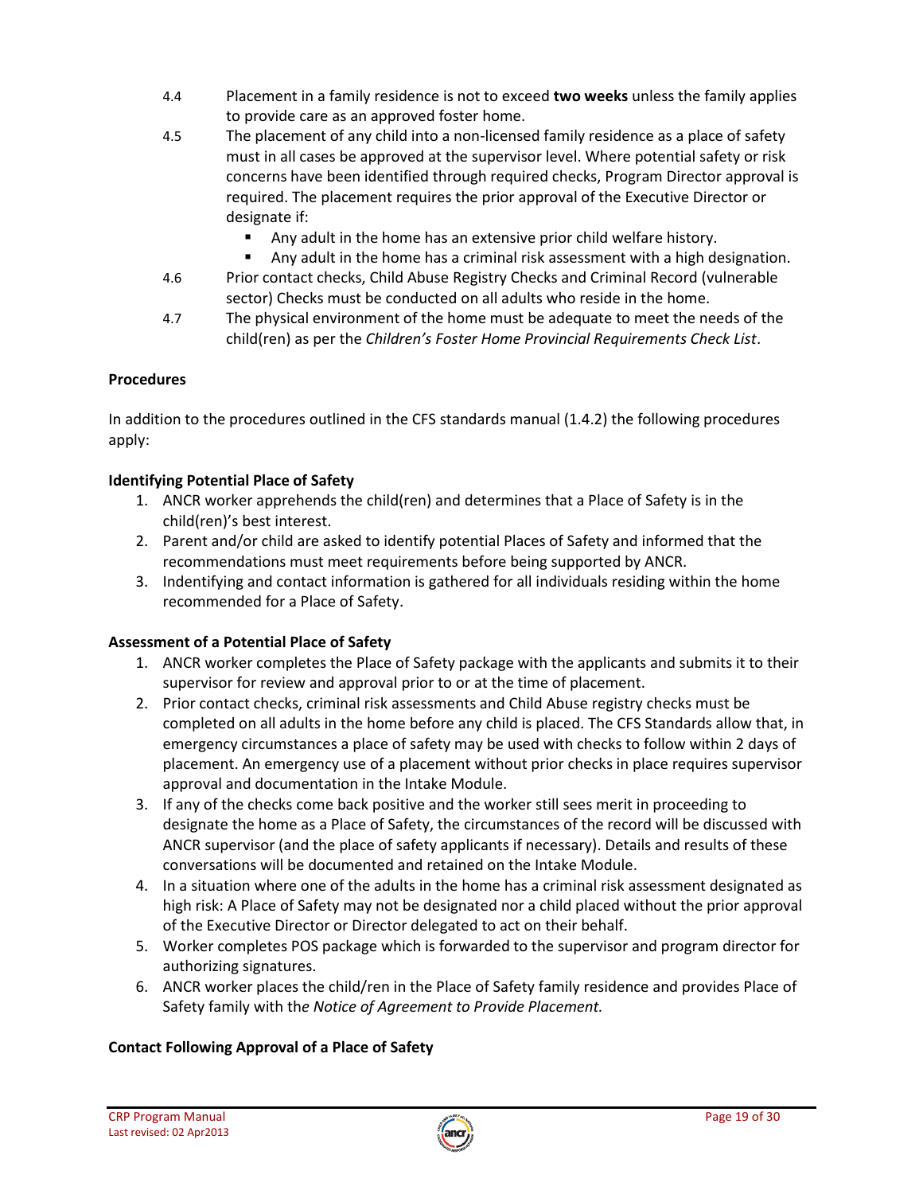4.4 Placement in a family residence is not to exceed **two weeks** unless the family applies to provide care as an approved foster home.

4.5 The placement of any child into a non-licensed family residence as a place of safety must in all cases be approved at the supervisor level. Where potential safety or risk concerns have been identified through required checks, Program Director approval is required. The placement requires the prior approval of the Executive Director or designate if:

- Any adult in the home has an extensive prior child welfare history.
- Any adult in the home has a criminal risk assessment with a high designation.

4.6 Prior contact checks, Child Abuse Registry Checks and Criminal Record (vulnerable sector) Checks must be conducted on all adults who reside in the home.

4.7 The physical environment of the home must be adequate to meet the needs of the child(ren) as per the *Children's Foster Home Provincial Requirements Check List*.

**Procedures**

In addition to the procedures outlined in the CFS standards manual (1.4.2) the following procedures apply:

**Identifying Potential Place of Safety**

1. ANCR worker apprehends the child(ren) and determines that a Place of Safety is in the child(ren)'s best interest.
2. Parent and/or child are asked to identify potential Places of Safety and informed that the recommendations must meet requirements before being supported by ANCR.
3. Indentifying and contact information is gathered for all individuals residing within the home recommended for a Place of Safety.

**Assessment of a Potential Place of Safety**

1. ANCR worker completes the Place of Safety package with the applicants and submits it to their supervisor for review and approval prior to or at the time of placement.
2. Prior contact checks, criminal risk assessments and Child Abuse registry checks must be completed on all adults in the home before any child is placed. The CFS Standards allow that, in emergency circumstances a place of safety may be used with checks to follow within 2 days of placement. An emergency use of a placement without prior checks in place requires supervisor approval and documentation in the Intake Module.
3. If any of the checks come back positive and the worker still sees merit in proceeding to designate the home as a Place of Safety, the circumstances of the record will be discussed with ANCR supervisor (and the place of safety applicants if necessary). Details and results of these conversations will be documented and retained on the Intake Module.
4. In a situation where one of the adults in the home has a criminal risk assessment designated as high risk: A Place of Safety may not be designated nor a child placed without the prior approval of the Executive Director or Director delegated to act on their behalf.
5. Worker completes POS package which is forwarded to the supervisor and program director for authorizing signatures.
6. ANCR worker places the child/ren in the Place of Safety family residence and provides Place of Safety family with th*e Notice of Agreement to Provide Placement.*

**Contact Following Approval of a Place of Safety**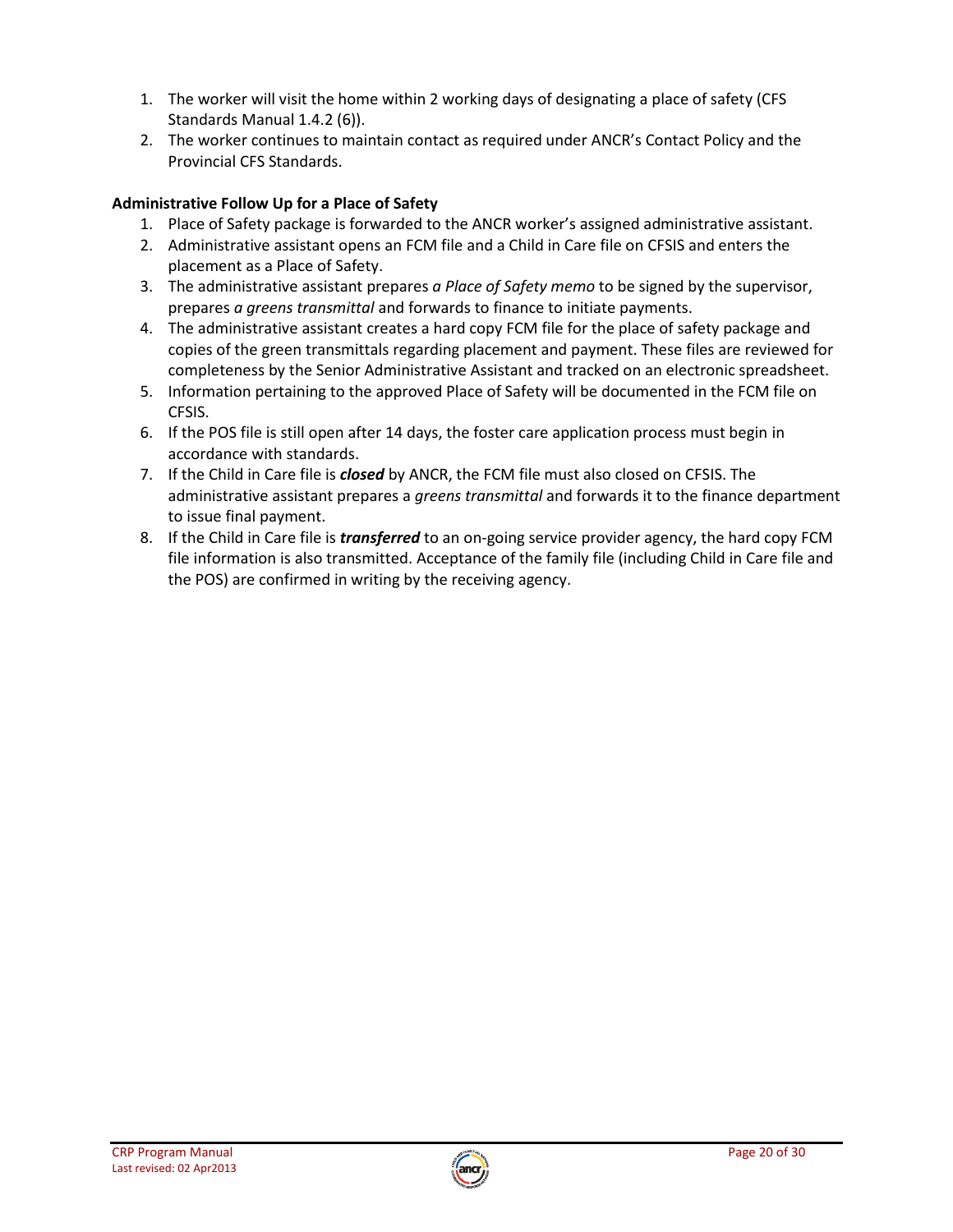1. The worker will visit the home within 2 working days of designating a place of safety (CFS Standards Manual 1.4.2 (6)).
2. The worker continues to maintain contact as required under ANCR's Contact Policy and the Provincial CFS Standards.

**Administrative Follow Up for a Place of Safety**

1. Place of Safety package is forwarded to the ANCR worker's assigned administrative assistant.
2. Administrative assistant opens an FCM file and a Child in Care file on CFSIS and enters the placement as a Place of Safety.
3. The administrative assistant prepares *a Place of Safety memo* to be signed by the supervisor, prepares *a greens transmittal* and forwards to finance to initiate payments.
4. The administrative assistant creates a hard copy FCM file for the place of safety package and copies of the green transmittals regarding placement and payment. These files are reviewed for completeness by the Senior Administrative Assistant and tracked on an electronic spreadsheet.
5. Information pertaining to the approved Place of Safety will be documented in the FCM file on CFSIS.
6. If the POS file is still open after 14 days, the foster care application process must begin in accordance with standards.
7. If the Child in Care file is ***closed*** by ANCR, the FCM file must also closed on CFSIS. The administrative assistant prepares a *greens transmittal* and forwards it to the finance department to issue final payment.
8. If the Child in Care file is ***transferred*** to an on-going service provider agency, the hard copy FCM file information is also transmitted. Acceptance of the family file (including Child in Care file and the POS) are confirmed in writing by the receiving agency.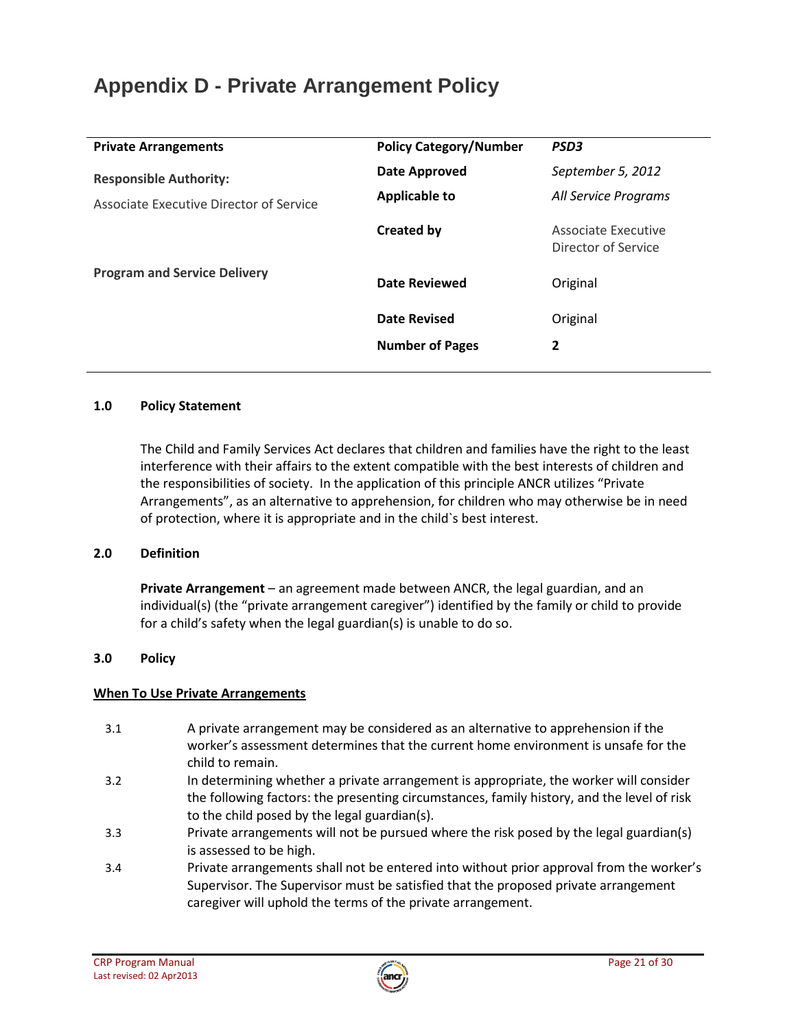# Appendix D - Private Arrangement Policy

| **Private Arrangements** | **Policy Category/Number** | ***PSD3*** |
|---|---|---|
| **Responsible Authority:** | **Date Approved** | *September 5, 2012* |
| Associate Executive Director of Service | **Applicable to** | *All Service Programs* |
| | **Created by** | Associate Executive Director of Service |
| **Program and Service Delivery** | **Date Reviewed** | Original |
| | **Date Revised** | Original |
| | **Number of Pages** | **2** |

**1.0 Policy Statement**

The Child and Family Services Act declares that children and families have the right to the least interference with their affairs to the extent compatible with the best interests of children and the responsibilities of society. In the application of this principle ANCR utilizes "Private Arrangements", as an alternative to apprehension, for children who may otherwise be in need of protection, where it is appropriate and in the child`s best interest.

**2.0 Definition**

**Private Arrangement** – an agreement made between ANCR, the legal guardian, and an individual(s) (the "private arrangement caregiver") identified by the family or child to provide for a child's safety when the legal guardian(s) is unable to do so.

**3.0 Policy**

**<u>When To Use Private Arrangements</u>**

3.1 A private arrangement may be considered as an alternative to apprehension if the worker's assessment determines that the current home environment is unsafe for the child to remain.

3.2 In determining whether a private arrangement is appropriate, the worker will consider the following factors: the presenting circumstances, family history, and the level of risk to the child posed by the legal guardian(s).

3.3 Private arrangements will not be pursued where the risk posed by the legal guardian(s) is assessed to be high.

3.4 Private arrangements shall not be entered into without prior approval from the worker's Supervisor. The Supervisor must be satisfied that the proposed private arrangement caregiver will uphold the terms of the private arrangement.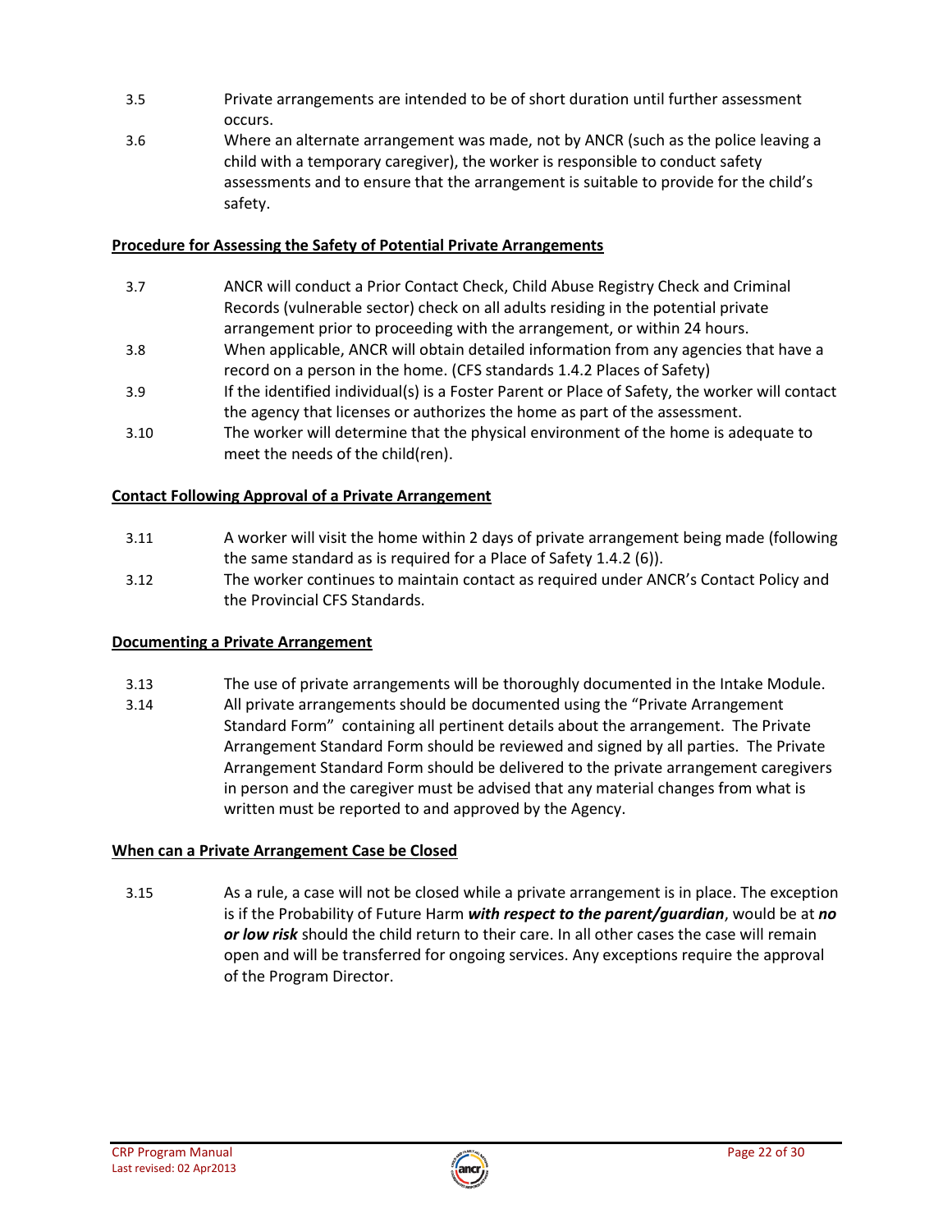3.5 Private arrangements are intended to be of short duration until further assessment occurs.

3.6 Where an alternate arrangement was made, not by ANCR (such as the police leaving a child with a temporary caregiver), the worker is responsible to conduct safety assessments and to ensure that the arrangement is suitable to provide for the child's safety.

**Procedure for Assessing the Safety of Potential Private Arrangements**

3.7 ANCR will conduct a Prior Contact Check, Child Abuse Registry Check and Criminal Records (vulnerable sector) check on all adults residing in the potential private arrangement prior to proceeding with the arrangement, or within 24 hours.

3.8 When applicable, ANCR will obtain detailed information from any agencies that have a record on a person in the home. (CFS standards 1.4.2 Places of Safety)

3.9 If the identified individual(s) is a Foster Parent or Place of Safety, the worker will contact the agency that licenses or authorizes the home as part of the assessment.

3.10 The worker will determine that the physical environment of the home is adequate to meet the needs of the child(ren).

**Contact Following Approval of a Private Arrangement**

3.11 A worker will visit the home within 2 days of private arrangement being made (following the same standard as is required for a Place of Safety 1.4.2 (6)).

3.12 The worker continues to maintain contact as required under ANCR's Contact Policy and the Provincial CFS Standards.

**Documenting a Private Arrangement**

3.13 The use of private arrangements will be thoroughly documented in the Intake Module.

3.14 All private arrangements should be documented using the "Private Arrangement Standard Form" containing all pertinent details about the arrangement. The Private Arrangement Standard Form should be reviewed and signed by all parties. The Private Arrangement Standard Form should be delivered to the private arrangement caregivers in person and the caregiver must be advised that any material changes from what is written must be reported to and approved by the Agency.

**When can a Private Arrangement Case be Closed**

3.15 As a rule, a case will not be closed while a private arrangement is in place. The exception is if the Probability of Future Harm ***with respect to the parent/guardian***, would be at ***no or low risk*** should the child return to their care. In all other cases the case will remain open and will be transferred for ongoing services. Any exceptions require the approval of the Program Director.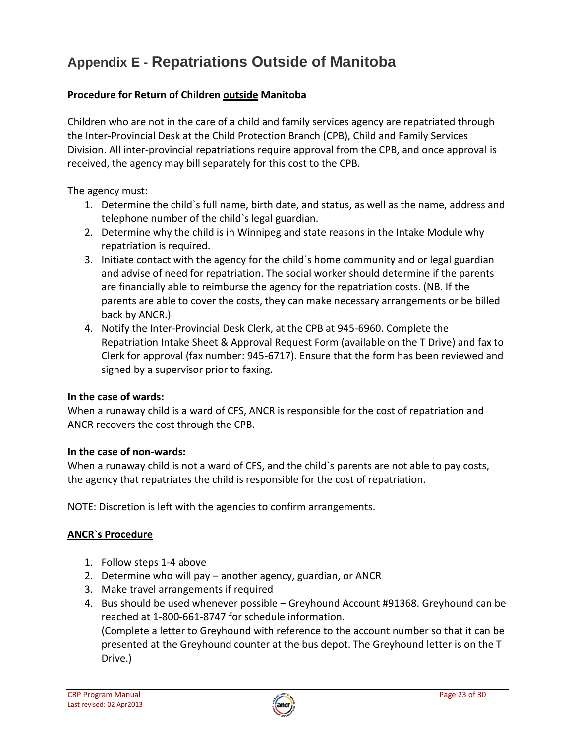# Appendix E - Repatriations Outside of Manitoba

**Procedure for Return of Children <u>outside</u> Manitoba**

Children who are not in the care of a child and family services agency are repatriated through the Inter-Provincial Desk at the Child Protection Branch (CPB), Child and Family Services Division. All inter-provincial repatriations require approval from the CPB, and once approval is received, the agency may bill separately for this cost to the CPB.

The agency must:

1. Determine the child`s full name, birth date, and status, as well as the name, address and telephone number of the child`s legal guardian.
2. Determine why the child is in Winnipeg and state reasons in the Intake Module why repatriation is required.
3. Initiate contact with the agency for the child`s home community and or legal guardian and advise of need for repatriation. The social worker should determine if the parents are financially able to reimburse the agency for the repatriation costs. (NB. If the parents are able to cover the costs, they can make necessary arrangements or be billed back by ANCR.)
4. Notify the Inter-Provincial Desk Clerk, at the CPB at 945-6960. Complete the Repatriation Intake Sheet & Approval Request Form (available on the T Drive) and fax to Clerk for approval (fax number: 945-6717). Ensure that the form has been reviewed and signed by a supervisor prior to faxing.

**In the case of wards:**
When a runaway child is a ward of CFS, ANCR is responsible for the cost of repatriation and ANCR recovers the cost through the CPB.

**In the case of non-wards:**
When a runaway child is not a ward of CFS, and the child`s parents are not able to pay costs, the agency that repatriates the child is responsible for the cost of repatriation.

NOTE: Discretion is left with the agencies to confirm arrangements.

**<u>ANCR`s Procedure</u>**

1. Follow steps 1-4 above
2. Determine who will pay – another agency, guardian, or ANCR
3. Make travel arrangements if required
4. Bus should be used whenever possible – Greyhound Account #91368. Greyhound can be reached at 1-800-661-8747 for schedule information.
   (Complete a letter to Greyhound with reference to the account number so that it can be presented at the Greyhound counter at the bus depot. The Greyhound letter is on the T Drive.)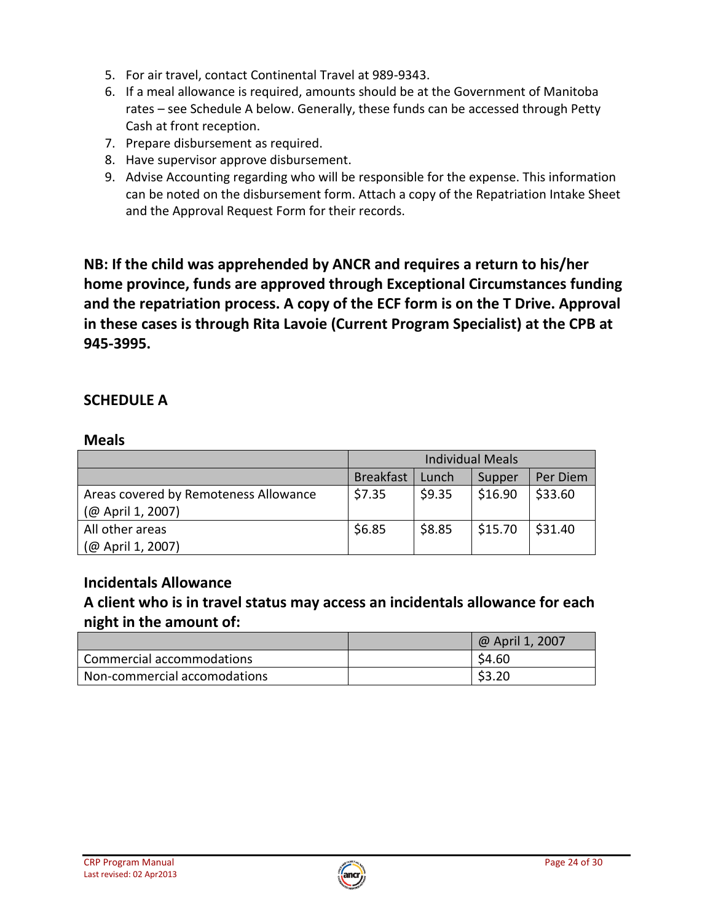5. For air travel, contact Continental Travel at 989-9343.
6. If a meal allowance is required, amounts should be at the Government of Manitoba rates – see Schedule A below. Generally, these funds can be accessed through Petty Cash at front reception.
7. Prepare disbursement as required.
8. Have supervisor approve disbursement.
9. Advise Accounting regarding who will be responsible for the expense. This information can be noted on the disbursement form. Attach a copy of the Repatriation Intake Sheet and the Approval Request Form for their records.

**NB: If the child was apprehended by ANCR and requires a return to his/her home province, funds are approved through Exceptional Circumstances funding and the repatriation process. A copy of the ECF form is on the T Drive. Approval in these cases is through Rita Lavoie (Current Program Specialist) at the CPB at 945-3995.**

## SCHEDULE A

### Meals

| | Individual Meals | | | |
|---|---|---|---|---|
| | Breakfast | Lunch | Supper | Per Diem |
| Areas covered by Remoteness Allowance (@ April 1, 2007) | $7.35 | $9.35 | $16.90 | $33.60 |
| All other areas (@ April 1, 2007) | $6.85 | $8.85 | $15.70 | $31.40 |

### Incidentals Allowance

### A client who is in travel status may access an incidentals allowance for each night in the amount of:

| | | @ April 1, 2007 |
|---|---|---|
| Commercial accommodations | | $4.60 |
| Non-commercial accomodations | | $3.20 |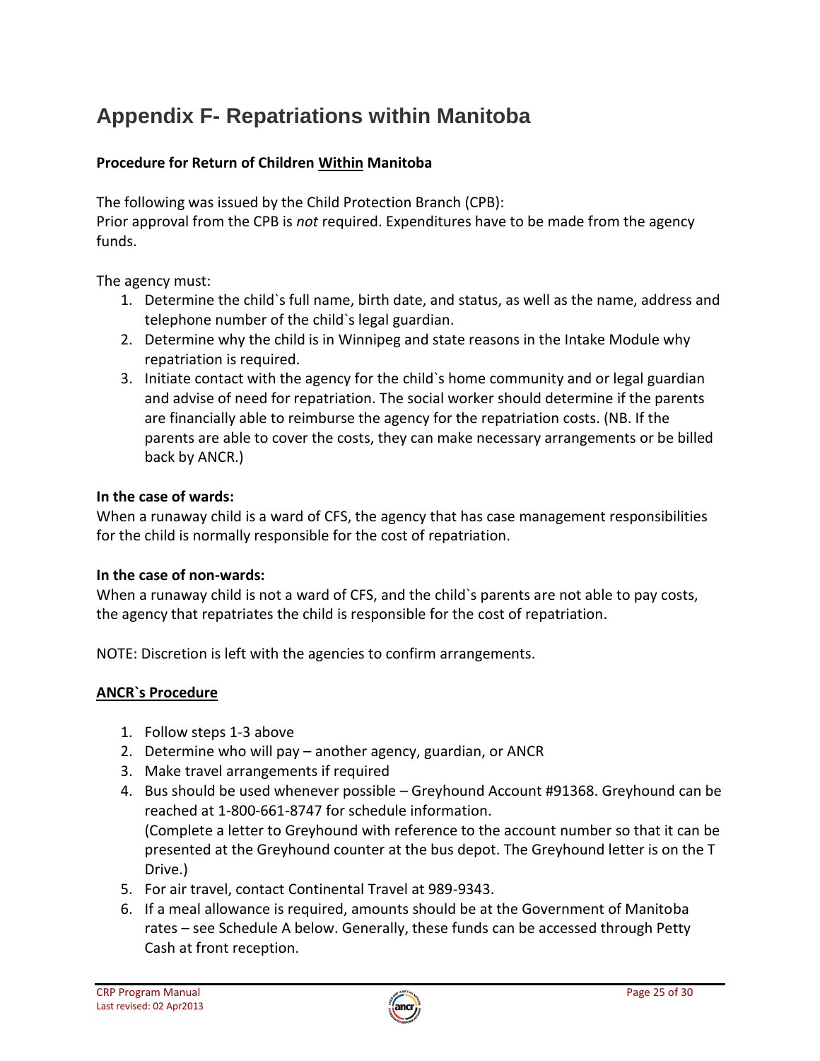# Appendix F- Repatriations within Manitoba

**Procedure for Return of Children <u>Within</u> Manitoba**

The following was issued by the Child Protection Branch (CPB):
Prior approval from the CPB is *not* required. Expenditures have to be made from the agency funds.

The agency must:

1. Determine the child`s full name, birth date, and status, as well as the name, address and telephone number of the child`s legal guardian.
2. Determine why the child is in Winnipeg and state reasons in the Intake Module why repatriation is required.
3. Initiate contact with the agency for the child`s home community and or legal guardian and advise of need for repatriation. The social worker should determine if the parents are financially able to reimburse the agency for the repatriation costs. (NB. If the parents are able to cover the costs, they can make necessary arrangements or be billed back by ANCR.)

**In the case of wards:**
When a runaway child is a ward of CFS, the agency that has case management responsibilities for the child is normally responsible for the cost of repatriation.

**In the case of non-wards:**
When a runaway child is not a ward of CFS, and the child`s parents are not able to pay costs, the agency that repatriates the child is responsible for the cost of repatriation.

NOTE: Discretion is left with the agencies to confirm arrangements.

**<u>ANCR`s Procedure</u>**

1. Follow steps 1-3 above
2. Determine who will pay – another agency, guardian, or ANCR
3. Make travel arrangements if required
4. Bus should be used whenever possible – Greyhound Account #91368. Greyhound can be reached at 1-800-661-8747 for schedule information.
   (Complete a letter to Greyhound with reference to the account number so that it can be presented at the Greyhound counter at the bus depot. The Greyhound letter is on the T Drive.)
5. For air travel, contact Continental Travel at 989-9343.
6. If a meal allowance is required, amounts should be at the Government of Manitoba rates – see Schedule A below. Generally, these funds can be accessed through Petty Cash at front reception.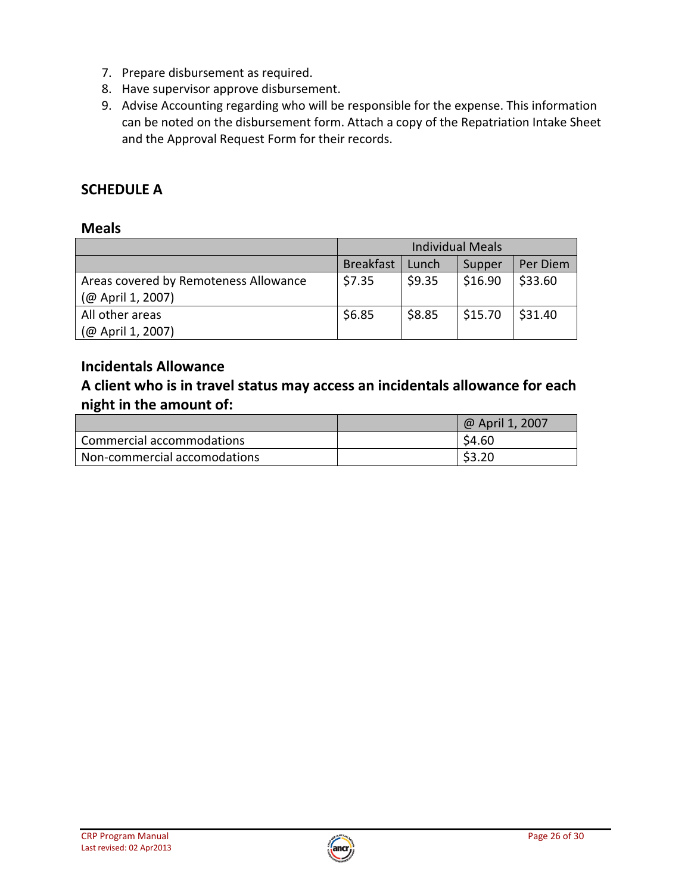7. Prepare disbursement as required.
8. Have supervisor approve disbursement.
9. Advise Accounting regarding who will be responsible for the expense. This information can be noted on the disbursement form. Attach a copy of the Repatriation Intake Sheet and the Approval Request Form for their records.

## SCHEDULE A

### Meals

| | Individual Meals | | | |
|---|---|---|---|---|
| | Breakfast | Lunch | Supper | Per Diem |
| Areas covered by Remoteness Allowance (@ April 1, 2007) | $7.35 | $9.35 | $16.90 | $33.60 |
| All other areas (@ April 1, 2007) | $6.85 | $8.85 | $15.70 | $31.40 |

### Incidentals Allowance

### A client who is in travel status may access an incidentals allowance for each night in the amount of:

| | | @ April 1, 2007 |
|---|---|---|
| Commercial accommodations | | $4.60 |
| Non-commercial accomodations | | $3.20 |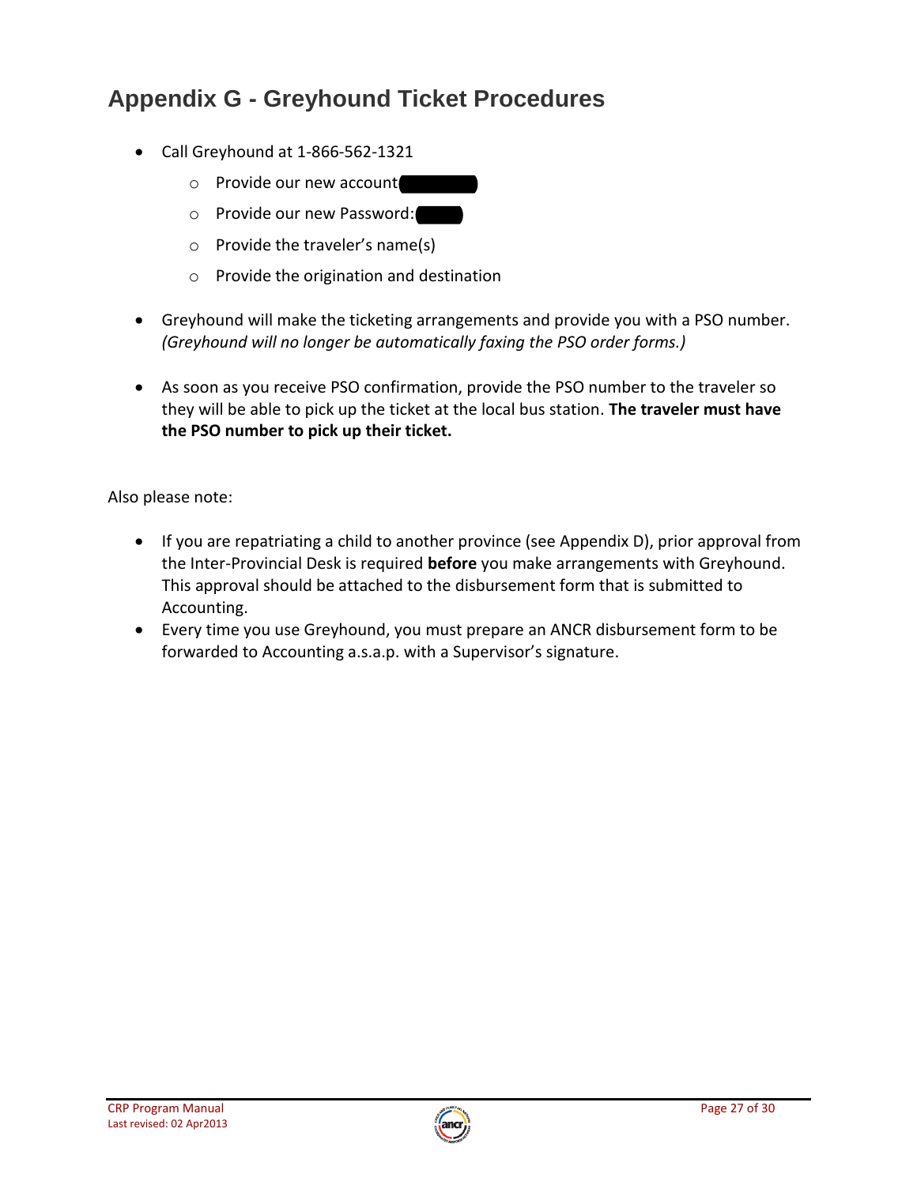# Appendix G - Greyhound Ticket Procedures

- Call Greyhound at 1-866-562-1321
  - Provide our new account
  - Provide our new Password:
  - Provide the traveler's name(s)
  - Provide the origination and destination

- Greyhound will make the ticketing arrangements and provide you with a PSO number. *(Greyhound will no longer be automatically faxing the PSO order forms.)*

- As soon as you receive PSO confirmation, provide the PSO number to the traveler so they will be able to pick up the ticket at the local bus station. **The traveler must have the PSO number to pick up their ticket.**

Also please note:

- If you are repatriating a child to another province (see Appendix D), prior approval from the Inter-Provincial Desk is required **before** you make arrangements with Greyhound. This approval should be attached to the disbursement form that is submitted to Accounting.
- Every time you use Greyhound, you must prepare an ANCR disbursement form to be forwarded to Accounting a.s.a.p. with a Supervisor's signature.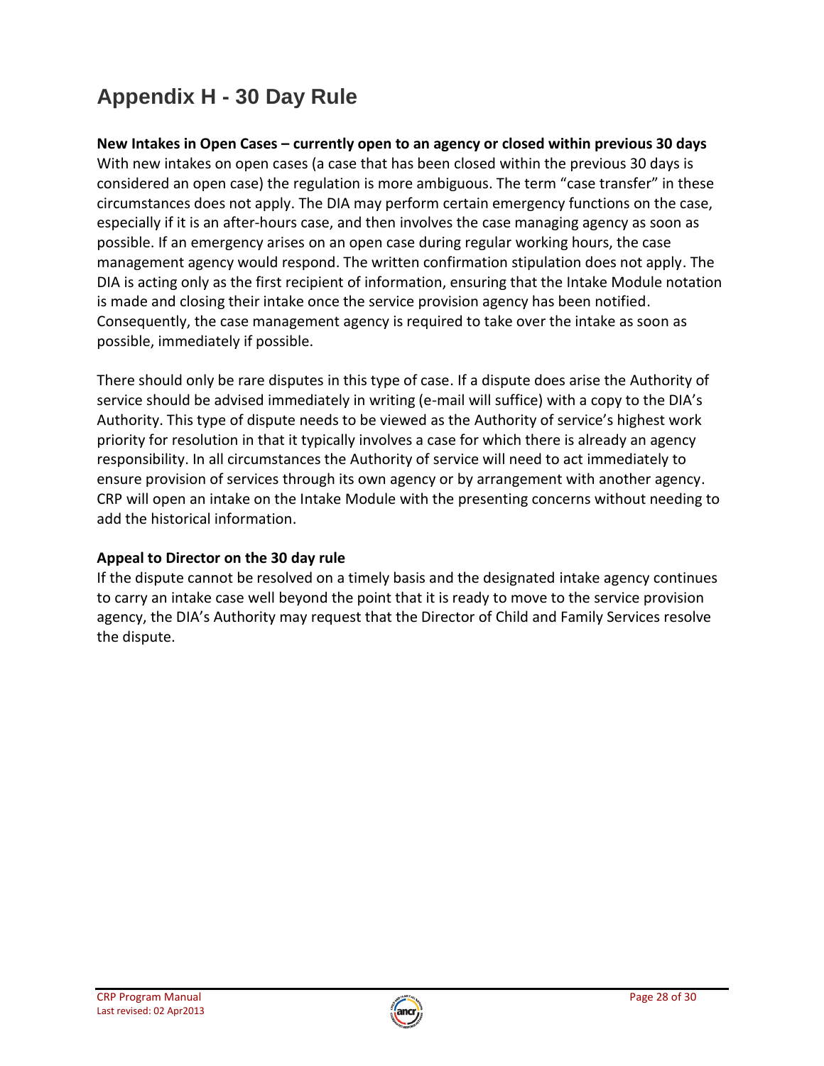# Appendix H - 30 Day Rule

**New Intakes in Open Cases – currently open to an agency or closed within previous 30 days**

With new intakes on open cases (a case that has been closed within the previous 30 days is considered an open case) the regulation is more ambiguous. The term "case transfer" in these circumstances does not apply. The DIA may perform certain emergency functions on the case, especially if it is an after-hours case, and then involves the case managing agency as soon as possible. If an emergency arises on an open case during regular working hours, the case management agency would respond. The written confirmation stipulation does not apply. The DIA is acting only as the first recipient of information, ensuring that the Intake Module notation is made and closing their intake once the service provision agency has been notified. Consequently, the case management agency is required to take over the intake as soon as possible, immediately if possible.

There should only be rare disputes in this type of case. If a dispute does arise the Authority of service should be advised immediately in writing (e-mail will suffice) with a copy to the DIA's Authority. This type of dispute needs to be viewed as the Authority of service's highest work priority for resolution in that it typically involves a case for which there is already an agency responsibility. In all circumstances the Authority of service will need to act immediately to ensure provision of services through its own agency or by arrangement with another agency. CRP will open an intake on the Intake Module with the presenting concerns without needing to add the historical information.

**Appeal to Director on the 30 day rule**

If the dispute cannot be resolved on a timely basis and the designated intake agency continues to carry an intake case well beyond the point that it is ready to move to the service provision agency, the DIA's Authority may request that the Director of Child and Family Services resolve the dispute.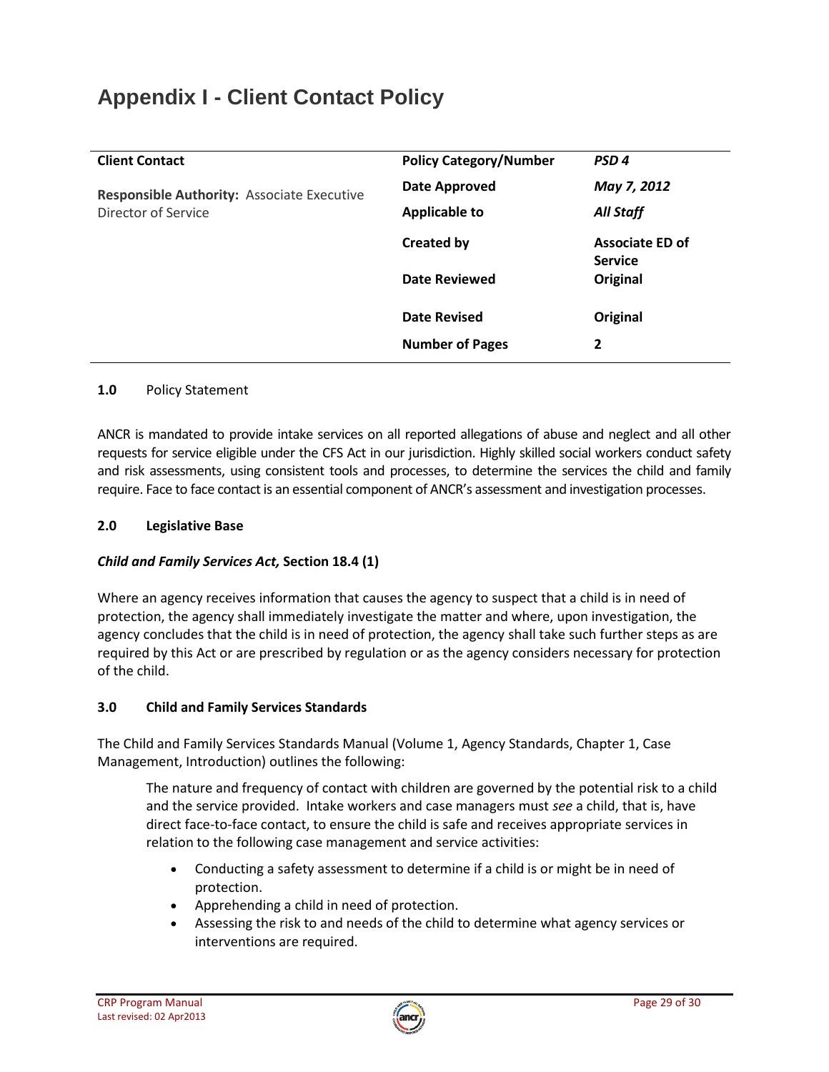# Appendix I - Client Contact Policy

| **Client Contact** | **Policy Category/Number** | ***PSD 4*** |
|---|---|---|
| **Responsible Authority:** Associate Executive Director of Service | **Date Approved** | ***May 7, 2012*** |
| | **Applicable to** | ***All Staff*** |
| | **Created by** | **Associate ED of Service** |
| | **Date Reviewed** | **Original** |
| | **Date Revised** | **Original** |
| | **Number of Pages** | **2** |

**1.0** Policy Statement

ANCR is mandated to provide intake services on all reported allegations of abuse and neglect and all other requests for service eligible under the CFS Act in our jurisdiction. Highly skilled social workers conduct safety and risk assessments, using consistent tools and processes, to determine the services the child and family require. Face to face contact is an essential component of ANCR's assessment and investigation processes.

**2.0 Legislative Base**

***Child and Family Services Act,* Section 18.4 (1)**

Where an agency receives information that causes the agency to suspect that a child is in need of protection, the agency shall immediately investigate the matter and where, upon investigation, the agency concludes that the child is in need of protection, the agency shall take such further steps as are required by this Act or are prescribed by regulation or as the agency considers necessary for protection of the child.

**3.0 Child and Family Services Standards**

The Child and Family Services Standards Manual (Volume 1, Agency Standards, Chapter 1, Case Management, Introduction) outlines the following:

> The nature and frequency of contact with children are governed by the potential risk to a child and the service provided. Intake workers and case managers must *see* a child, that is, have direct face-to-face contact, to ensure the child is safe and receives appropriate services in relation to the following case management and service activities:
>
> - Conducting a safety assessment to determine if a child is or might be in need of protection.
> - Apprehending a child in need of protection.
> - Assessing the risk to and needs of the child to determine what agency services or interventions are required.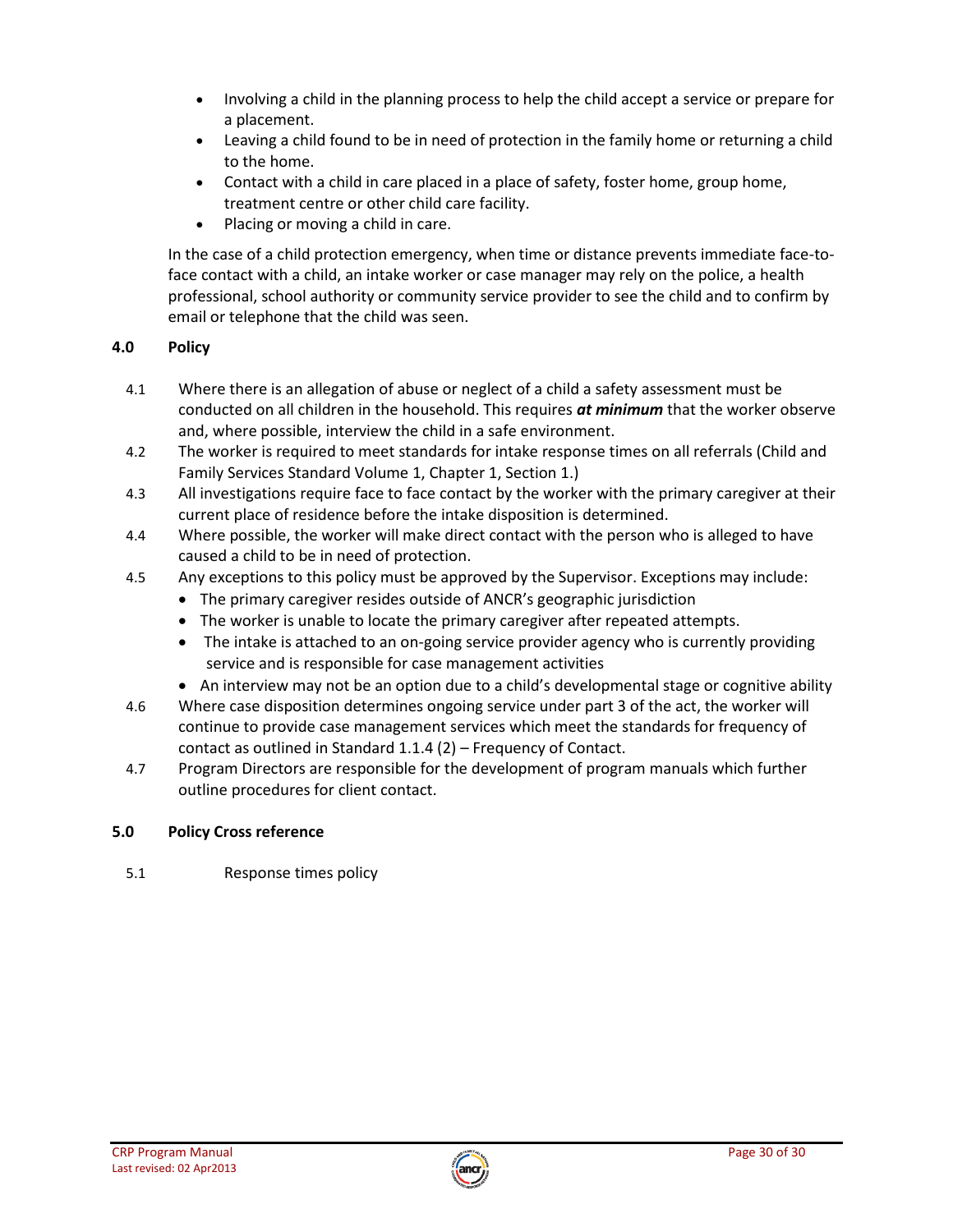- Involving a child in the planning process to help the child accept a service or prepare for a placement.
- Leaving a child found to be in need of protection in the family home or returning a child to the home.
- Contact with a child in care placed in a place of safety, foster home, group home, treatment centre or other child care facility.
- Placing or moving a child in care.

In the case of a child protection emergency, when time or distance prevents immediate face-to-face contact with a child, an intake worker or case manager may rely on the police, a health professional, school authority or community service provider to see the child and to confirm by email or telephone that the child was seen.

## 4.0 Policy

4.1 Where there is an allegation of abuse or neglect of a child a safety assessment must be conducted on all children in the household. This requires ***at minimum*** that the worker observe and, where possible, interview the child in a safe environment.

4.2 The worker is required to meet standards for intake response times on all referrals (Child and Family Services Standard Volume 1, Chapter 1, Section 1.)

4.3 All investigations require face to face contact by the worker with the primary caregiver at their current place of residence before the intake disposition is determined.

4.4 Where possible, the worker will make direct contact with the person who is alleged to have caused a child to be in need of protection.

4.5 Any exceptions to this policy must be approved by the Supervisor. Exceptions may include:

- The primary caregiver resides outside of ANCR's geographic jurisdiction
- The worker is unable to locate the primary caregiver after repeated attempts.
- The intake is attached to an on-going service provider agency who is currently providing service and is responsible for case management activities
- An interview may not be an option due to a child's developmental stage or cognitive ability

4.6 Where case disposition determines ongoing service under part 3 of the act, the worker will continue to provide case management services which meet the standards for frequency of contact as outlined in Standard 1.1.4 (2) – Frequency of Contact.

4.7 Program Directors are responsible for the development of program manuals which further outline procedures for client contact.

## 5.0 Policy Cross reference

5.1 Response times policy